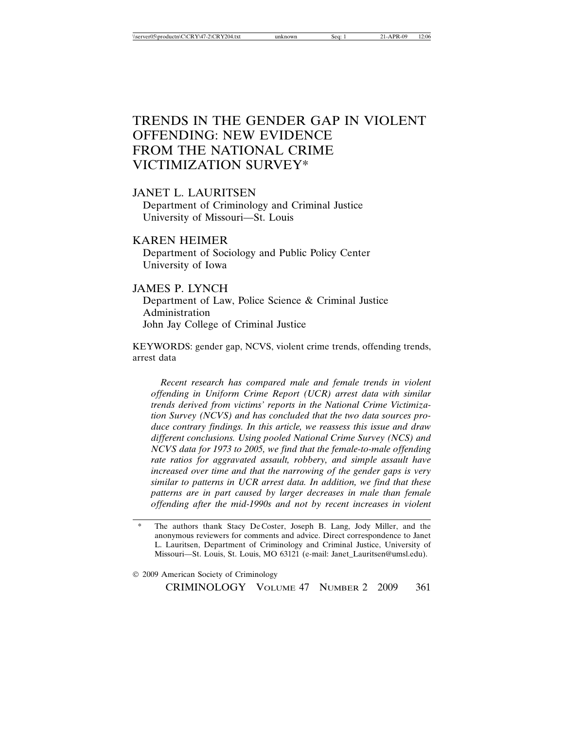# TRENDS IN THE GENDER GAP IN VIOLENT OFFENDING: NEW EVIDENCE FROM THE NATIONAL CRIME VICTIMIZATION SURVEY*

JANET L. LAURITSEN
Department of Criminology and Criminal Justice
University of Missouri—St. Louis

KAREN HEIMER
Department of Sociology and Public Policy Center
University of Iowa

JAMES P. LYNCH
Department of Law, Police Science & Criminal Justice Administration
John Jay College of Criminal Justice

KEYWORDS: gender gap, NCVS, violent crime trends, offending trends, arrest data

*Recent research has compared male and female trends in violent offending in Uniform Crime Report (UCR) arrest data with similar trends derived from victims' reports in the National Crime Victimization Survey (NCVS) and has concluded that the two data sources produce contrary findings. In this article, we reassess this issue and draw different conclusions. Using pooled National Crime Survey (NCS) and NCVS data for 1973 to 2005, we find that the female-to-male offending rate ratios for aggravated assault, robbery, and simple assault have increased over time and that the narrowing of the gender gaps is very similar to patterns in UCR arrest data. In addition, we find that these patterns are in part caused by larger decreases in male than female offending after the mid-1990s and not by recent increases in violent*

---

\* The authors thank Stacy De Coster, Joseph B. Lang, Jody Miller, and the anonymous reviewers for comments and advice. Direct correspondence to Janet L. Lauritsen, Department of Criminology and Criminal Justice, University of Missouri—St. Louis, St. Louis, MO 63121 (e-mail: Janet_Lauritsen@umsl.edu).

© 2009 American Society of Criminology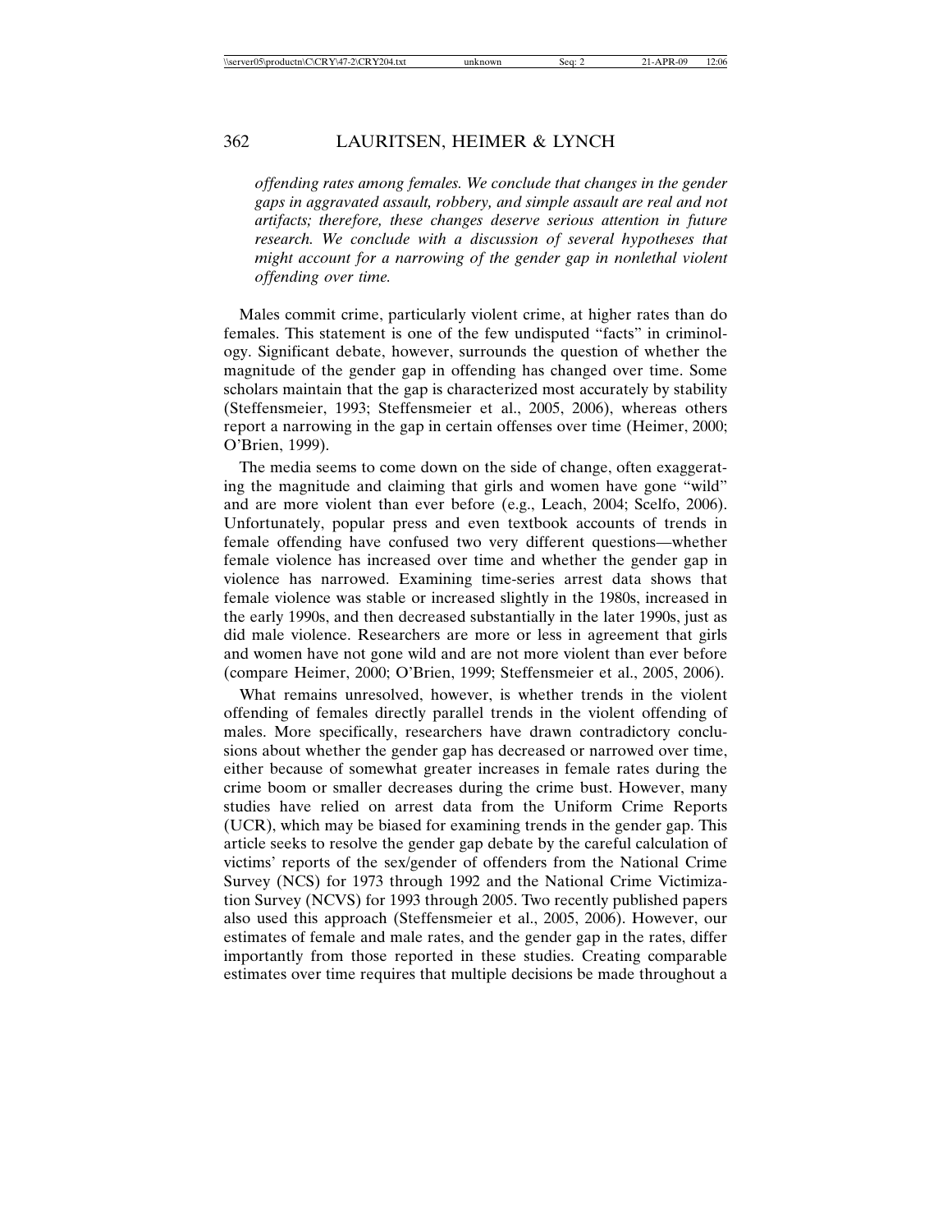*offending rates among females. We conclude that changes in the gender gaps in aggravated assault, robbery, and simple assault are real and not artifacts; therefore, these changes deserve serious attention in future research. We conclude with a discussion of several hypotheses that might account for a narrowing of the gender gap in nonlethal violent offending over time.*

Males commit crime, particularly violent crime, at higher rates than do females. This statement is one of the few undisputed "facts" in criminology. Significant debate, however, surrounds the question of whether the magnitude of the gender gap in offending has changed over time. Some scholars maintain that the gap is characterized most accurately by stability (Steffensmeier, 1993; Steffensmeier et al., 2005, 2006), whereas others report a narrowing in the gap in certain offenses over time (Heimer, 2000; O'Brien, 1999).

The media seems to come down on the side of change, often exaggerating the magnitude and claiming that girls and women have gone "wild" and are more violent than ever before (e.g., Leach, 2004; Scelfo, 2006). Unfortunately, popular press and even textbook accounts of trends in female offending have confused two very different questions—whether female violence has increased over time and whether the gender gap in violence has narrowed. Examining time-series arrest data shows that female violence was stable or increased slightly in the 1980s, increased in the early 1990s, and then decreased substantially in the later 1990s, just as did male violence. Researchers are more or less in agreement that girls and women have not gone wild and are not more violent than ever before (compare Heimer, 2000; O'Brien, 1999; Steffensmeier et al., 2005, 2006).

What remains unresolved, however, is whether trends in the violent offending of females directly parallel trends in the violent offending of males. More specifically, researchers have drawn contradictory conclusions about whether the gender gap has decreased or narrowed over time, either because of somewhat greater increases in female rates during the crime boom or smaller decreases during the crime bust. However, many studies have relied on arrest data from the Uniform Crime Reports (UCR), which may be biased for examining trends in the gender gap. This article seeks to resolve the gender gap debate by the careful calculation of victims' reports of the sex/gender of offenders from the National Crime Survey (NCS) for 1973 through 1992 and the National Crime Victimization Survey (NCVS) for 1993 through 2005. Two recently published papers also used this approach (Steffensmeier et al., 2005, 2006). However, our estimates of female and male rates, and the gender gap in the rates, differ importantly from those reported in these studies. Creating comparable estimates over time requires that multiple decisions be made throughout a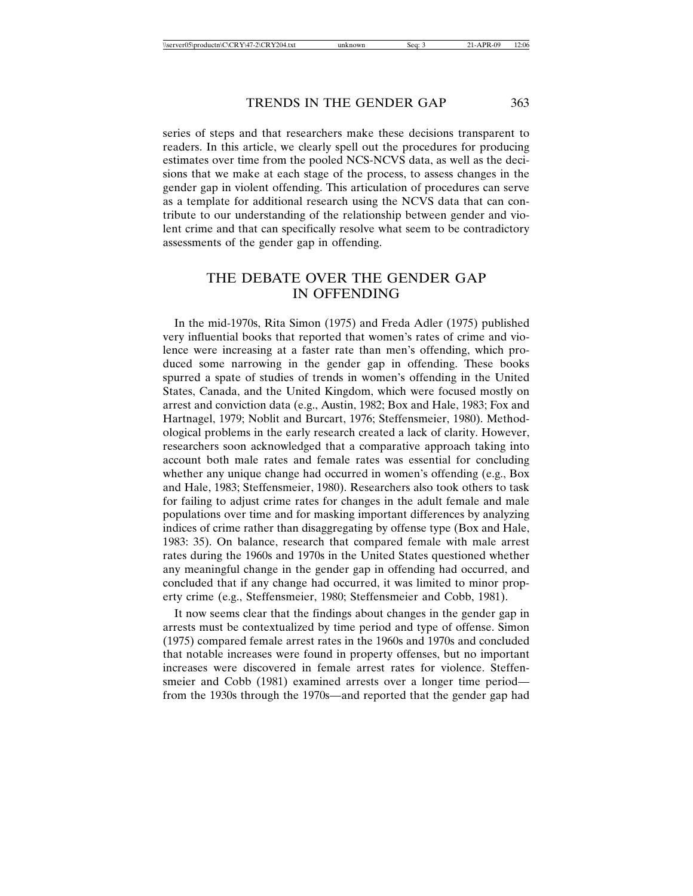series of steps and that researchers make these decisions transparent to readers. In this article, we clearly spell out the procedures for producing estimates over time from the pooled NCS-NCVS data, as well as the decisions that we make at each stage of the process, to assess changes in the gender gap in violent offending. This articulation of procedures can serve as a template for additional research using the NCVS data that can contribute to our understanding of the relationship between gender and violent crime and that can specifically resolve what seem to be contradictory assessments of the gender gap in offending.

## THE DEBATE OVER THE GENDER GAP IN OFFENDING

In the mid-1970s, Rita Simon (1975) and Freda Adler (1975) published very influential books that reported that women's rates of crime and violence were increasing at a faster rate than men's offending, which produced some narrowing in the gender gap in offending. These books spurred a spate of studies of trends in women's offending in the United States, Canada, and the United Kingdom, which were focused mostly on arrest and conviction data (e.g., Austin, 1982; Box and Hale, 1983; Fox and Hartnagel, 1979; Noblit and Burcart, 1976; Steffensmeier, 1980). Methodological problems in the early research created a lack of clarity. However, researchers soon acknowledged that a comparative approach taking into account both male rates and female rates was essential for concluding whether any unique change had occurred in women's offending (e.g., Box and Hale, 1983; Steffensmeier, 1980). Researchers also took others to task for failing to adjust crime rates for changes in the adult female and male populations over time and for masking important differences by analyzing indices of crime rather than disaggregating by offense type (Box and Hale, 1983: 35). On balance, research that compared female with male arrest rates during the 1960s and 1970s in the United States questioned whether any meaningful change in the gender gap in offending had occurred, and concluded that if any change had occurred, it was limited to minor property crime (e.g., Steffensmeier, 1980; Steffensmeier and Cobb, 1981).

It now seems clear that the findings about changes in the gender gap in arrests must be contextualized by time period and type of offense. Simon (1975) compared female arrest rates in the 1960s and 1970s and concluded that notable increases were found in property offenses, but no important increases were discovered in female arrest rates for violence. Steffensmeier and Cobb (1981) examined arrests over a longer time period—from the 1930s through the 1970s—and reported that the gender gap had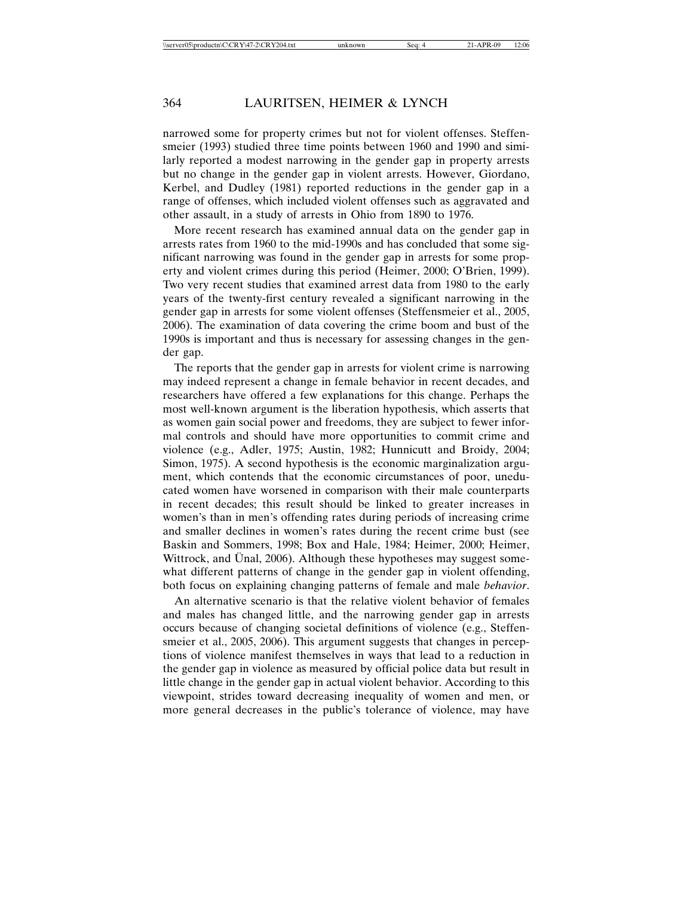narrowed some for property crimes but not for violent offenses. Steffensmeier (1993) studied three time points between 1960 and 1990 and similarly reported a modest narrowing in the gender gap in property arrests but no change in the gender gap in violent arrests. However, Giordano, Kerbel, and Dudley (1981) reported reductions in the gender gap in a range of offenses, which included violent offenses such as aggravated and other assault, in a study of arrests in Ohio from 1890 to 1976.

More recent research has examined annual data on the gender gap in arrests rates from 1960 to the mid-1990s and has concluded that some significant narrowing was found in the gender gap in arrests for some property and violent crimes during this period (Heimer, 2000; O'Brien, 1999). Two very recent studies that examined arrest data from 1980 to the early years of the twenty-first century revealed a significant narrowing in the gender gap in arrests for some violent offenses (Steffensmeier et al., 2005, 2006). The examination of data covering the crime boom and bust of the 1990s is important and thus is necessary for assessing changes in the gender gap.

The reports that the gender gap in arrests for violent crime is narrowing may indeed represent a change in female behavior in recent decades, and researchers have offered a few explanations for this change. Perhaps the most well-known argument is the liberation hypothesis, which asserts that as women gain social power and freedoms, they are subject to fewer informal controls and should have more opportunities to commit crime and violence (e.g., Adler, 1975; Austin, 1982; Hunnicutt and Broidy, 2004; Simon, 1975). A second hypothesis is the economic marginalization argument, which contends that the economic circumstances of poor, uneducated women have worsened in comparison with their male counterparts in recent decades; this result should be linked to greater increases in women's than in men's offending rates during periods of increasing crime and smaller declines in women's rates during the recent crime bust (see Baskin and Sommers, 1998; Box and Hale, 1984; Heimer, 2000; Heimer, Wittrock, and Ünal, 2006). Although these hypotheses may suggest somewhat different patterns of change in the gender gap in violent offending, both focus on explaining changing patterns of female and male *behavior*.

An alternative scenario is that the relative violent behavior of females and males has changed little, and the narrowing gender gap in arrests occurs because of changing societal definitions of violence (e.g., Steffensmeier et al., 2005, 2006). This argument suggests that changes in perceptions of violence manifest themselves in ways that lead to a reduction in the gender gap in violence as measured by official police data but result in little change in the gender gap in actual violent behavior. According to this viewpoint, strides toward decreasing inequality of women and men, or more general decreases in the public's tolerance of violence, may have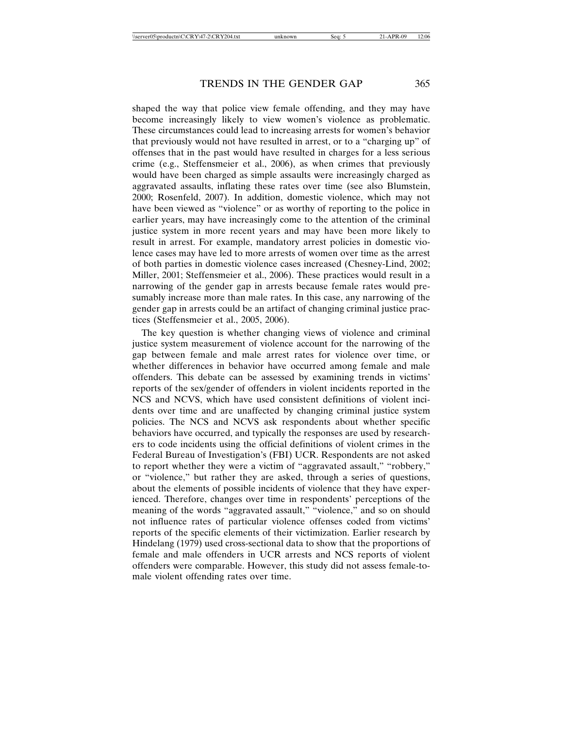shaped the way that police view female offending, and they may have become increasingly likely to view women's violence as problematic. These circumstances could lead to increasing arrests for women's behavior that previously would not have resulted in arrest, or to a "charging up" of offenses that in the past would have resulted in charges for a less serious crime (e.g., Steffensmeier et al., 2006), as when crimes that previously would have been charged as simple assaults were increasingly charged as aggravated assaults, inflating these rates over time (see also Blumstein, 2000; Rosenfeld, 2007). In addition, domestic violence, which may not have been viewed as "violence" or as worthy of reporting to the police in earlier years, may have increasingly come to the attention of the criminal justice system in more recent years and may have been more likely to result in arrest. For example, mandatory arrest policies in domestic violence cases may have led to more arrests of women over time as the arrest of both parties in domestic violence cases increased (Chesney-Lind, 2002; Miller, 2001; Steffensmeier et al., 2006). These practices would result in a narrowing of the gender gap in arrests because female rates would presumably increase more than male rates. In this case, any narrowing of the gender gap in arrests could be an artifact of changing criminal justice practices (Steffensmeier et al., 2005, 2006).

The key question is whether changing views of violence and criminal justice system measurement of violence account for the narrowing of the gap between female and male arrest rates for violence over time, or whether differences in behavior have occurred among female and male offenders. This debate can be assessed by examining trends in victims' reports of the sex/gender of offenders in violent incidents reported in the NCS and NCVS, which have used consistent definitions of violent incidents over time and are unaffected by changing criminal justice system policies. The NCS and NCVS ask respondents about whether specific behaviors have occurred, and typically the responses are used by researchers to code incidents using the official definitions of violent crimes in the Federal Bureau of Investigation's (FBI) UCR. Respondents are not asked to report whether they were a victim of "aggravated assault," "robbery," or "violence," but rather they are asked, through a series of questions, about the elements of possible incidents of violence that they have experienced. Therefore, changes over time in respondents' perceptions of the meaning of the words "aggravated assault," "violence," and so on should not influence rates of particular violence offenses coded from victims' reports of the specific elements of their victimization. Earlier research by Hindelang (1979) used cross-sectional data to show that the proportions of female and male offenders in UCR arrests and NCS reports of violent offenders were comparable. However, this study did not assess female-to-male violent offending rates over time.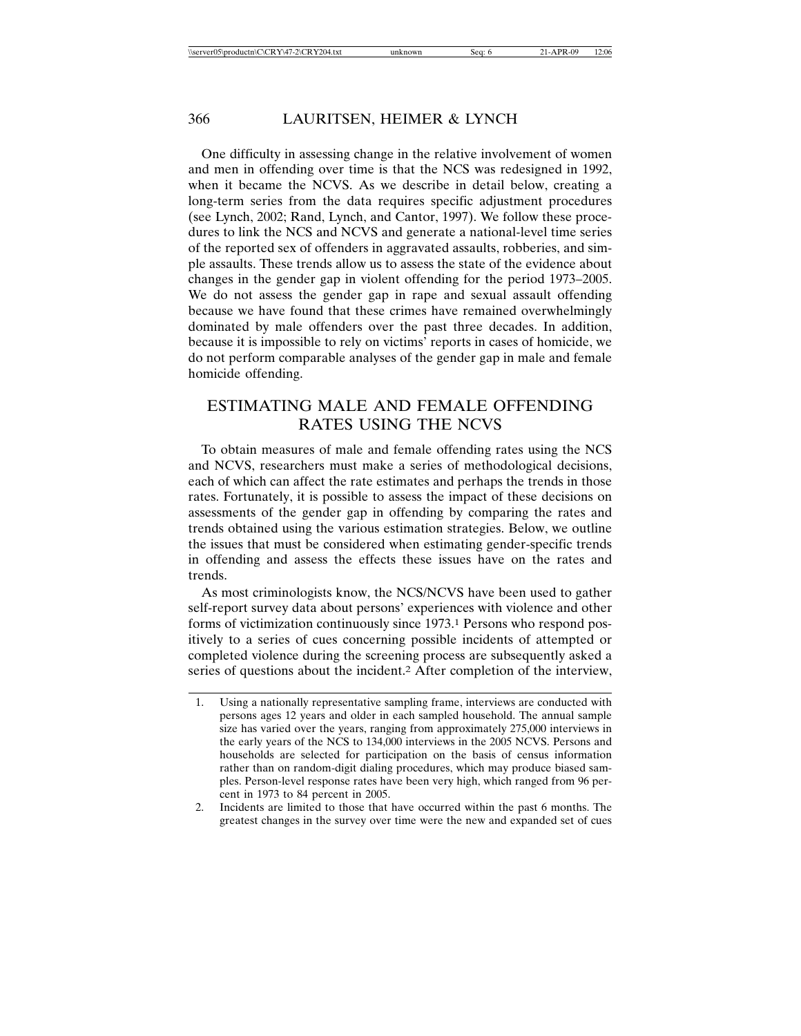One difficulty in assessing change in the relative involvement of women and men in offending over time is that the NCS was redesigned in 1992, when it became the NCVS. As we describe in detail below, creating a long-term series from the data requires specific adjustment procedures (see Lynch, 2002; Rand, Lynch, and Cantor, 1997). We follow these procedures to link the NCS and NCVS and generate a national-level time series of the reported sex of offenders in aggravated assaults, robberies, and simple assaults. These trends allow us to assess the state of the evidence about changes in the gender gap in violent offending for the period 1973–2005. We do not assess the gender gap in rape and sexual assault offending because we have found that these crimes have remained overwhelmingly dominated by male offenders over the past three decades. In addition, because it is impossible to rely on victims' reports in cases of homicide, we do not perform comparable analyses of the gender gap in male and female homicide offending.

## ESTIMATING MALE AND FEMALE OFFENDING RATES USING THE NCVS

To obtain measures of male and female offending rates using the NCS and NCVS, researchers must make a series of methodological decisions, each of which can affect the rate estimates and perhaps the trends in those rates. Fortunately, it is possible to assess the impact of these decisions on assessments of the gender gap in offending by comparing the rates and trends obtained using the various estimation strategies. Below, we outline the issues that must be considered when estimating gender-specific trends in offending and assess the effects these issues have on the rates and trends.

As most criminologists know, the NCS/NCVS have been used to gather self-report survey data about persons' experiences with violence and other forms of victimization continuously since 1973.[1] Persons who respond positively to a series of cues concerning possible incidents of attempted or completed violence during the screening process are subsequently asked a series of questions about the incident.[2] After completion of the interview,

1. Using a nationally representative sampling frame, interviews are conducted with persons ages 12 years and older in each sampled household. The annual sample size has varied over the years, ranging from approximately 275,000 interviews in the early years of the NCS to 134,000 interviews in the 2005 NCVS. Persons and households are selected for participation on the basis of census information rather than on random-digit dialing procedures, which may produce biased samples. Person-level response rates have been very high, which ranged from 96 percent in 1973 to 84 percent in 2005.
2. Incidents are limited to those that have occurred within the past 6 months. The greatest changes in the survey over time were the new and expanded set of cues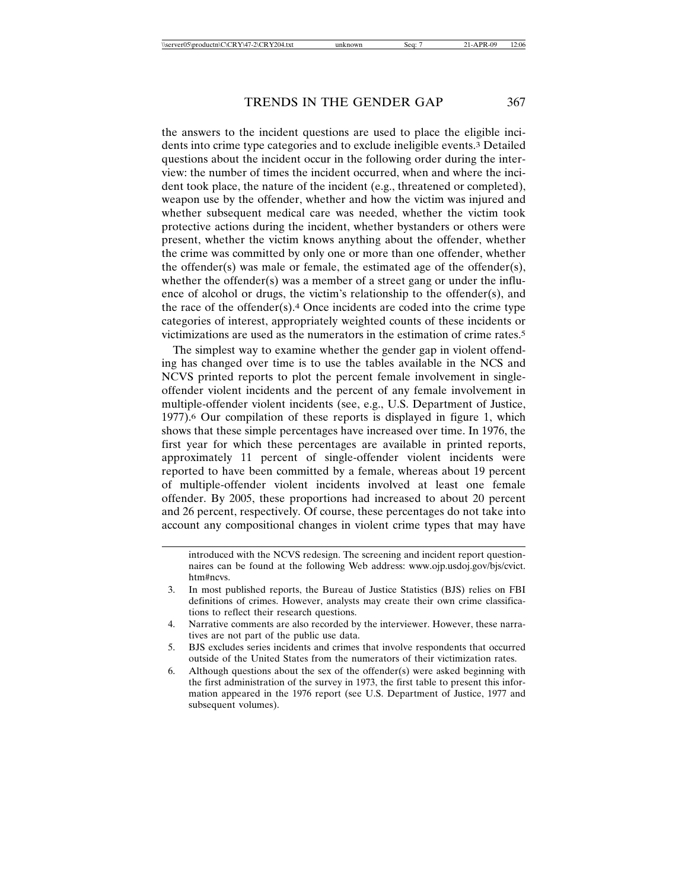the answers to the incident questions are used to place the eligible incidents into crime type categories and to exclude ineligible events.[3] Detailed questions about the incident occur in the following order during the interview: the number of times the incident occurred, when and where the incident took place, the nature of the incident (e.g., threatened or completed), weapon use by the offender, whether and how the victim was injured and whether subsequent medical care was needed, whether the victim took protective actions during the incident, whether bystanders or others were present, whether the victim knows anything about the offender, whether the crime was committed by only one or more than one offender, whether the offender(s) was male or female, the estimated age of the offender(s), whether the offender(s) was a member of a street gang or under the influence of alcohol or drugs, the victim's relationship to the offender(s), and the race of the offender(s).[4] Once incidents are coded into the crime type categories of interest, appropriately weighted counts of these incidents or victimizations are used as the numerators in the estimation of crime rates.[5]

The simplest way to examine whether the gender gap in violent offending has changed over time is to use the tables available in the NCS and NCVS printed reports to plot the percent female involvement in single-offender violent incidents and the percent of any female involvement in multiple-offender violent incidents (see, e.g., U.S. Department of Justice, 1977).[6] Our compilation of these reports is displayed in figure 1, which shows that these simple percentages have increased over time. In 1976, the first year for which these percentages are available in printed reports, approximately 11 percent of single-offender violent incidents were reported to have been committed by a female, whereas about 19 percent of multiple-offender violent incidents involved at least one female offender. By 2005, these proportions had increased to about 20 percent and 26 percent, respectively. Of course, these percentages do not take into account any compositional changes in violent crime types that may have

introduced with the NCVS redesign. The screening and incident report questionnaires can be found at the following Web address: www.ojp.usdoj.gov/bjs/cvict.htm#ncvs.

3. In most published reports, the Bureau of Justice Statistics (BJS) relies on FBI definitions of crimes. However, analysts may create their own crime classifications to reflect their research questions.
4. Narrative comments are also recorded by the interviewer. However, these narratives are not part of the public use data.
5. BJS excludes series incidents and crimes that involve respondents that occurred outside of the United States from the numerators of their victimization rates.
6. Although questions about the sex of the offender(s) were asked beginning with the first administration of the survey in 1973, the first table to present this information appeared in the 1976 report (see U.S. Department of Justice, 1977 and subsequent volumes).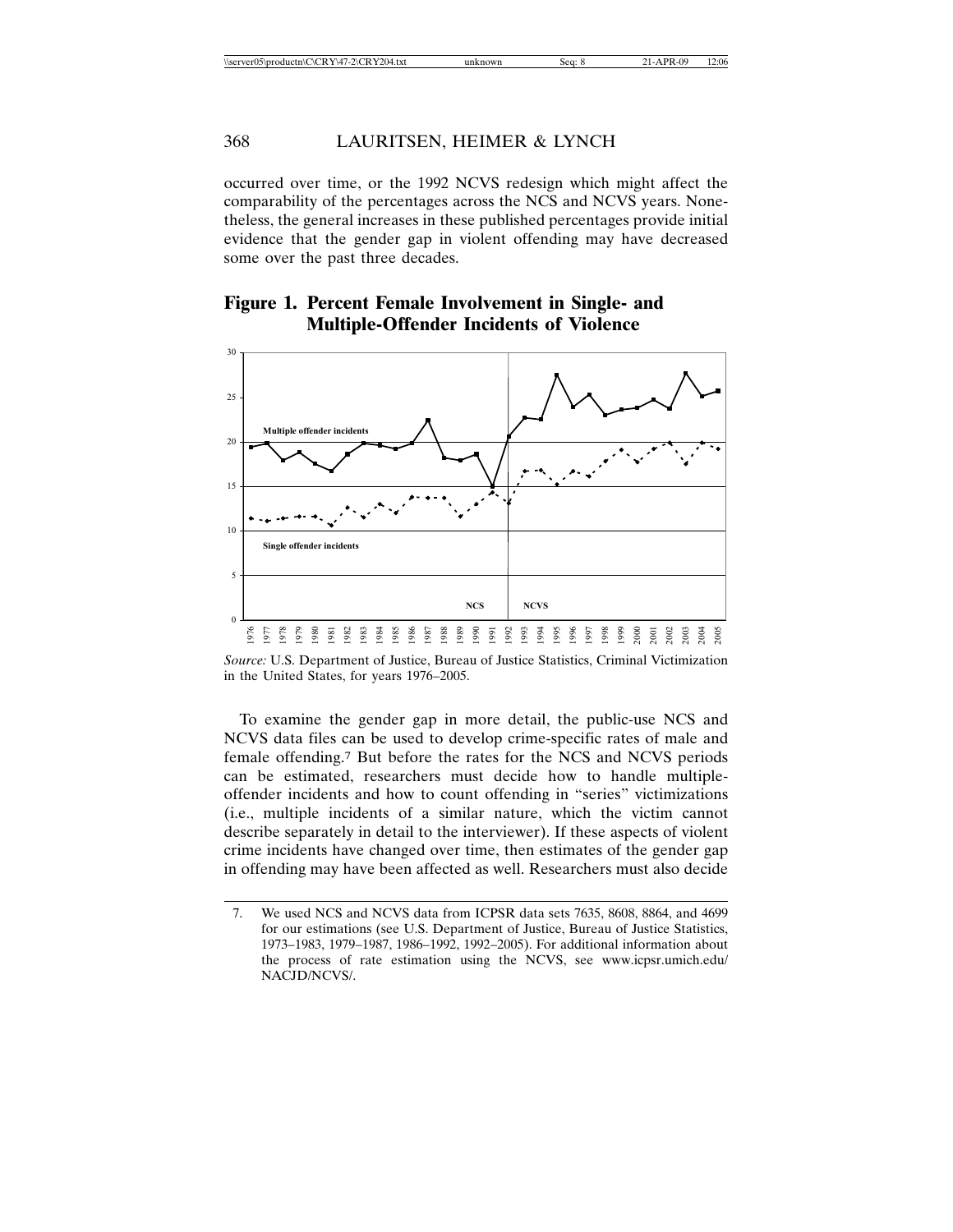occurred over time, or the 1992 NCVS redesign which might affect the comparability of the percentages across the NCS and NCVS years. Nonetheless, the general increases in these published percentages provide initial evidence that the gender gap in violent offending may have decreased some over the past three decades.

## Figure 1. Percent Female Involvement in Single- and Multiple-Offender Incidents of Violence

*Source:* U.S. Department of Justice, Bureau of Justice Statistics, Criminal Victimization in the United States, for years 1976–2005.

To examine the gender gap in more detail, the public-use NCS and NCVS data files can be used to develop crime-specific rates of male and female offending.[7] But before the rates for the NCS and NCVS periods can be estimated, researchers must decide how to handle multiple-offender incidents and how to count offending in "series" victimizations (i.e., multiple incidents of a similar nature, which the victim cannot describe separately in detail to the interviewer). If these aspects of violent crime incidents have changed over time, then estimates of the gender gap in offending may have been affected as well. Researchers must also decide

---

7. We used NCS and NCVS data from ICPSR data sets 7635, 8608, 8864, and 4699 for our estimations (see U.S. Department of Justice, Bureau of Justice Statistics, 1973–1983, 1979–1987, 1986–1992, 1992–2005). For additional information about the process of rate estimation using the NCVS, see www.icpsr.umich.edu/NACJD/NCVS/.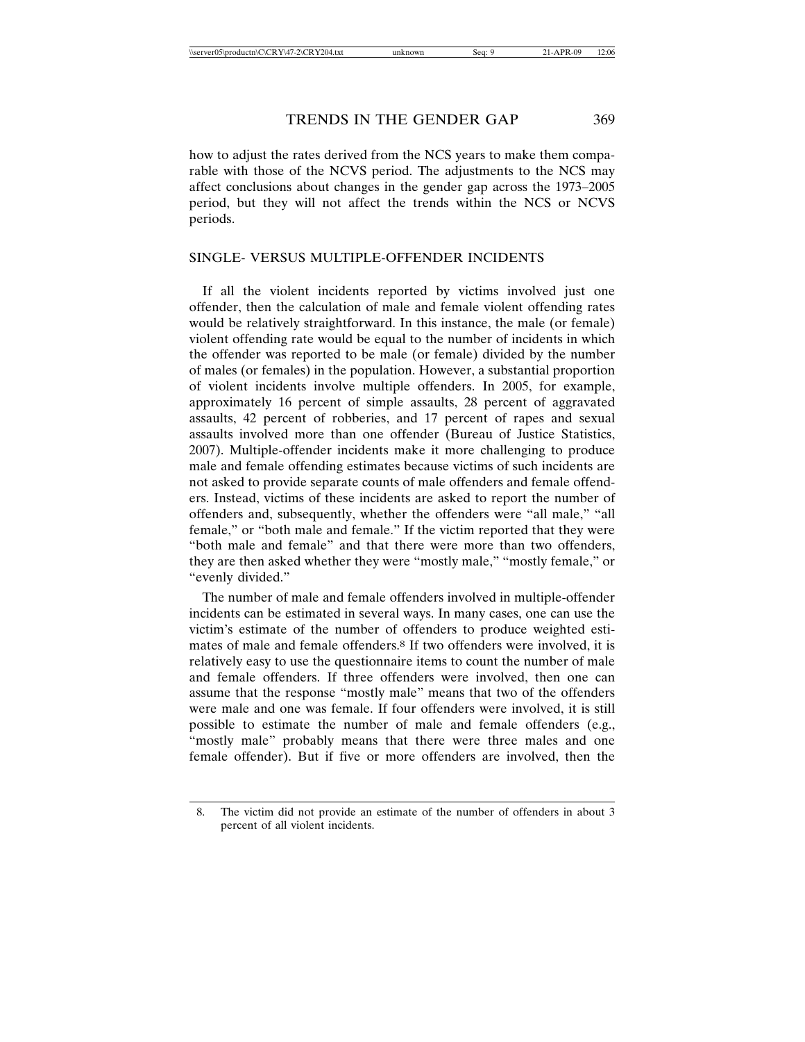how to adjust the rates derived from the NCS years to make them comparable with those of the NCVS period. The adjustments to the NCS may affect conclusions about changes in the gender gap across the 1973–2005 period, but they will not affect the trends within the NCS or NCVS periods.

## SINGLE- VERSUS MULTIPLE-OFFENDER INCIDENTS

If all the violent incidents reported by victims involved just one offender, then the calculation of male and female violent offending rates would be relatively straightforward. In this instance, the male (or female) violent offending rate would be equal to the number of incidents in which the offender was reported to be male (or female) divided by the number of males (or females) in the population. However, a substantial proportion of violent incidents involve multiple offenders. In 2005, for example, approximately 16 percent of simple assaults, 28 percent of aggravated assaults, 42 percent of robberies, and 17 percent of rapes and sexual assaults involved more than one offender (Bureau of Justice Statistics, 2007). Multiple-offender incidents make it more challenging to produce male and female offending estimates because victims of such incidents are not asked to provide separate counts of male offenders and female offenders. Instead, victims of these incidents are asked to report the number of offenders and, subsequently, whether the offenders were "all male," "all female," or "both male and female." If the victim reported that they were "both male and female" and that there were more than two offenders, they are then asked whether they were "mostly male," "mostly female," or "evenly divided."

The number of male and female offenders involved in multiple-offender incidents can be estimated in several ways. In many cases, one can use the victim's estimate of the number of offenders to produce weighted estimates of male and female offenders.[8] If two offenders were involved, it is relatively easy to use the questionnaire items to count the number of male and female offenders. If three offenders were involved, then one can assume that the response "mostly male" means that two of the offenders were male and one was female. If four offenders were involved, it is still possible to estimate the number of male and female offenders (e.g., "mostly male" probably means that there were three males and one female offender). But if five or more offenders are involved, then the

8. The victim did not provide an estimate of the number of offenders in about 3 percent of all violent incidents.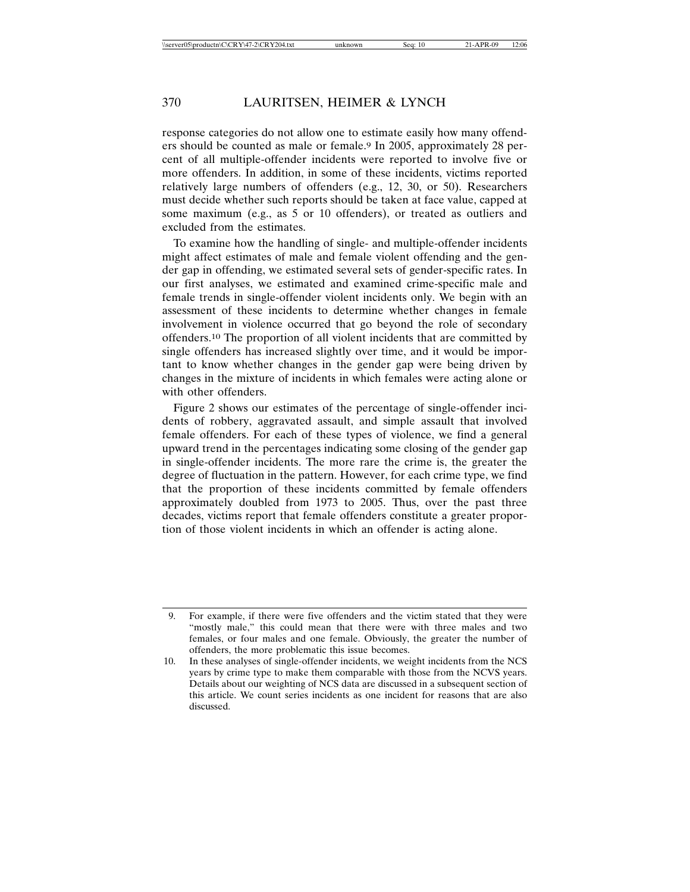response categories do not allow one to estimate easily how many offenders should be counted as male or female.[9] In 2005, approximately 28 percent of all multiple-offender incidents were reported to involve five or more offenders. In addition, in some of these incidents, victims reported relatively large numbers of offenders (e.g., 12, 30, or 50). Researchers must decide whether such reports should be taken at face value, capped at some maximum (e.g., as 5 or 10 offenders), or treated as outliers and excluded from the estimates.

To examine how the handling of single- and multiple-offender incidents might affect estimates of male and female violent offending and the gender gap in offending, we estimated several sets of gender-specific rates. In our first analyses, we estimated and examined crime-specific male and female trends in single-offender violent incidents only. We begin with an assessment of these incidents to determine whether changes in female involvement in violence occurred that go beyond the role of secondary offenders.[10] The proportion of all violent incidents that are committed by single offenders has increased slightly over time, and it would be important to know whether changes in the gender gap were being driven by changes in the mixture of incidents in which females were acting alone or with other offenders.

Figure 2 shows our estimates of the percentage of single-offender incidents of robbery, aggravated assault, and simple assault that involved female offenders. For each of these types of violence, we find a general upward trend in the percentages indicating some closing of the gender gap in single-offender incidents. The more rare the crime is, the greater the degree of fluctuation in the pattern. However, for each crime type, we find that the proportion of these incidents committed by female offenders approximately doubled from 1973 to 2005. Thus, over the past three decades, victims report that female offenders constitute a greater proportion of those violent incidents in which an offender is acting alone.

---

9. For example, if there were five offenders and the victim stated that they were "mostly male," this could mean that there were with three males and two females, or four males and one female. Obviously, the greater the number of offenders, the more problematic this issue becomes.

10. In these analyses of single-offender incidents, we weight incidents from the NCS years by crime type to make them comparable with those from the NCVS years. Details about our weighting of NCS data are discussed in a subsequent section of this article. We count series incidents as one incident for reasons that are also discussed.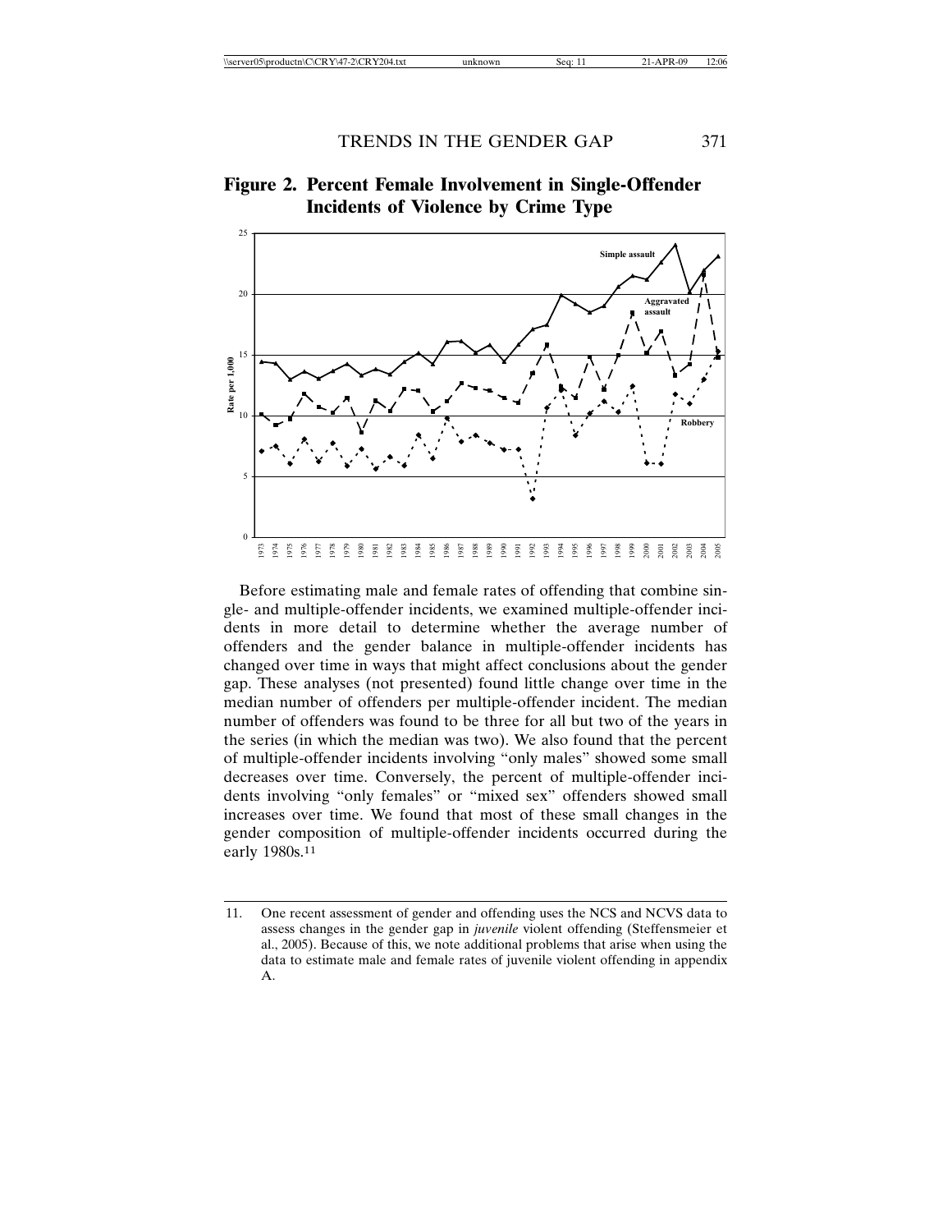**Figure 2. Percent Female Involvement in Single-Offender Incidents of Violence by Crime Type**

Before estimating male and female rates of offending that combine single- and multiple-offender incidents, we examined multiple-offender incidents in more detail to determine whether the average number of offenders and the gender balance in multiple-offender incidents has changed over time in ways that might affect conclusions about the gender gap. These analyses (not presented) found little change over time in the median number of offenders per multiple-offender incident. The median number of offenders was found to be three for all but two of the years in the series (in which the median was two). We also found that the percent of multiple-offender incidents involving "only males" showed some small decreases over time. Conversely, the percent of multiple-offender incidents involving "only females" or "mixed sex" offenders showed small increases over time. We found that most of these small changes in the gender composition of multiple-offender incidents occurred during the early 1980s.[11]

11. One recent assessment of gender and offending uses the NCS and NCVS data to assess changes in the gender gap in *juvenile* violent offending (Steffensmeier et al., 2005). Because of this, we note additional problems that arise when using the data to estimate male and female rates of juvenile violent offending in appendix A.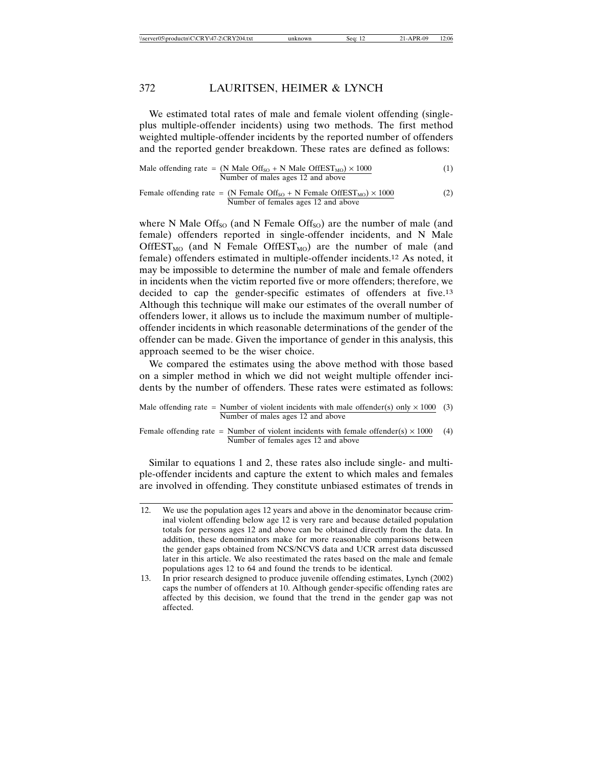We estimated total rates of male and female violent offending (single- plus multiple-offender incidents) using two methods. The first method weighted multiple-offender incidents by the reported number of offenders and the reported gender breakdown. These rates are defined as follows:

$$\text{Male offending rate} = \frac{(\text{N Male Off}_{SO} + \text{N Male OffEST}_{MO}) \times 1000}{\text{Number of males ages 12 and above}} \quad (1)$$

$$\text{Female offending rate} = \frac{(\text{N Female Off}_{SO} + \text{N Female OffEST}_{MO}) \times 1000}{\text{Number of females ages 12 and above}} \quad (2)$$

where N Male $\text{Off}_{SO}$ (and N Female $\text{Off}_{SO}$) are the number of male (and female) offenders reported in single-offender incidents, and N Male $\text{OffEST}_{MO}$ (and N Female $\text{OffEST}_{MO}$) are the number of male (and female) offenders estimated in multiple-offender incidents.[12] As noted, it may be impossible to determine the number of male and female offenders in incidents when the victim reported five or more offenders; therefore, we decided to cap the gender-specific estimates of offenders at five.[13] Although this technique will make our estimates of the overall number of offenders lower, it allows us to include the maximum number of multiple-offender incidents in which reasonable determinations of the gender of the offender can be made. Given the importance of gender in this analysis, this approach seemed to be the wiser choice.

We compared the estimates using the above method with those based on a simpler method in which we did not weight multiple offender incidents by the number of offenders. These rates were estimated as follows:

$$\text{Male offending rate} = \frac{\text{Number of violent incidents with male offender(s) only} \times 1000}{\text{Number of males ages 12 and above}} \quad (3)$$

$$\text{Female offending rate} = \frac{\text{Number of violent incidents with female offender(s)} \times 1000}{\text{Number of females ages 12 and above}} \quad (4)$$

Similar to equations 1 and 2, these rates also include single- and multiple-offender incidents and capture the extent to which males and females are involved in offending. They constitute unbiased estimates of trends in

---

12. We use the population ages 12 years and above in the denominator because criminal violent offending below age 12 is very rare and because detailed population totals for persons ages 12 and above can be obtained directly from the data. In addition, these denominators make for more reasonable comparisons between the gender gaps obtained from NCS/NCVS data and UCR arrest data discussed later in this article. We also reestimated the rates based on the male and female populations ages 12 to 64 and found the trends to be identical.

13. In prior research designed to produce juvenile offending estimates, Lynch (2002) caps the number of offenders at 10. Although gender-specific offending rates are affected by this decision, we found that the trend in the gender gap was not affected.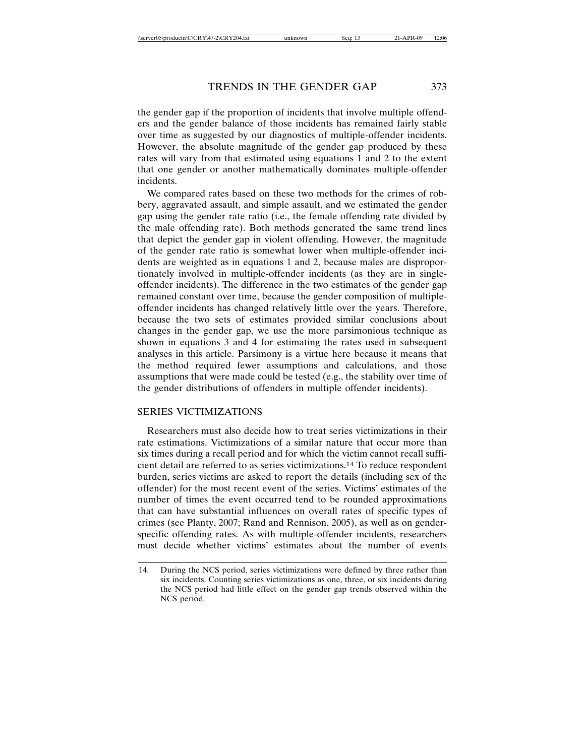the gender gap if the proportion of incidents that involve multiple offenders and the gender balance of those incidents has remained fairly stable over time as suggested by our diagnostics of multiple-offender incidents. However, the absolute magnitude of the gender gap produced by these rates will vary from that estimated using equations 1 and 2 to the extent that one gender or another mathematically dominates multiple-offender incidents.

We compared rates based on these two methods for the crimes of robbery, aggravated assault, and simple assault, and we estimated the gender gap using the gender rate ratio (i.e., the female offending rate divided by the male offending rate). Both methods generated the same trend lines that depict the gender gap in violent offending. However, the magnitude of the gender rate ratio is somewhat lower when multiple-offender incidents are weighted as in equations 1 and 2, because males are disproportionately involved in multiple-offender incidents (as they are in single-offender incidents). The difference in the two estimates of the gender gap remained constant over time, because the gender composition of multiple-offender incidents has changed relatively little over the years. Therefore, because the two sets of estimates provided similar conclusions about changes in the gender gap, we use the more parsimonious technique as shown in equations 3 and 4 for estimating the rates used in subsequent analyses in this article. Parsimony is a virtue here because it means that the method required fewer assumptions and calculations, and those assumptions that were made could be tested (e.g., the stability over time of the gender distributions of offenders in multiple offender incidents).

## SERIES VICTIMIZATIONS

Researchers must also decide how to treat series victimizations in their rate estimations. Victimizations of a similar nature that occur more than six times during a recall period and for which the victim cannot recall sufficient detail are referred to as series victimizations.[14] To reduce respondent burden, series victims are asked to report the details (including sex of the offender) for the most recent event of the series. Victims' estimates of the number of times the event occurred tend to be rounded approximations that can have substantial influences on overall rates of specific types of crimes (see Planty, 2007; Rand and Rennison, 2005), as well as on gender-specific offending rates. As with multiple-offender incidents, researchers must decide whether victims' estimates about the number of events

---

14. During the NCS period, series victimizations were defined by three rather than six incidents. Counting series victimizations as one, three, or six incidents during the NCS period had little effect on the gender gap trends observed within the NCS period.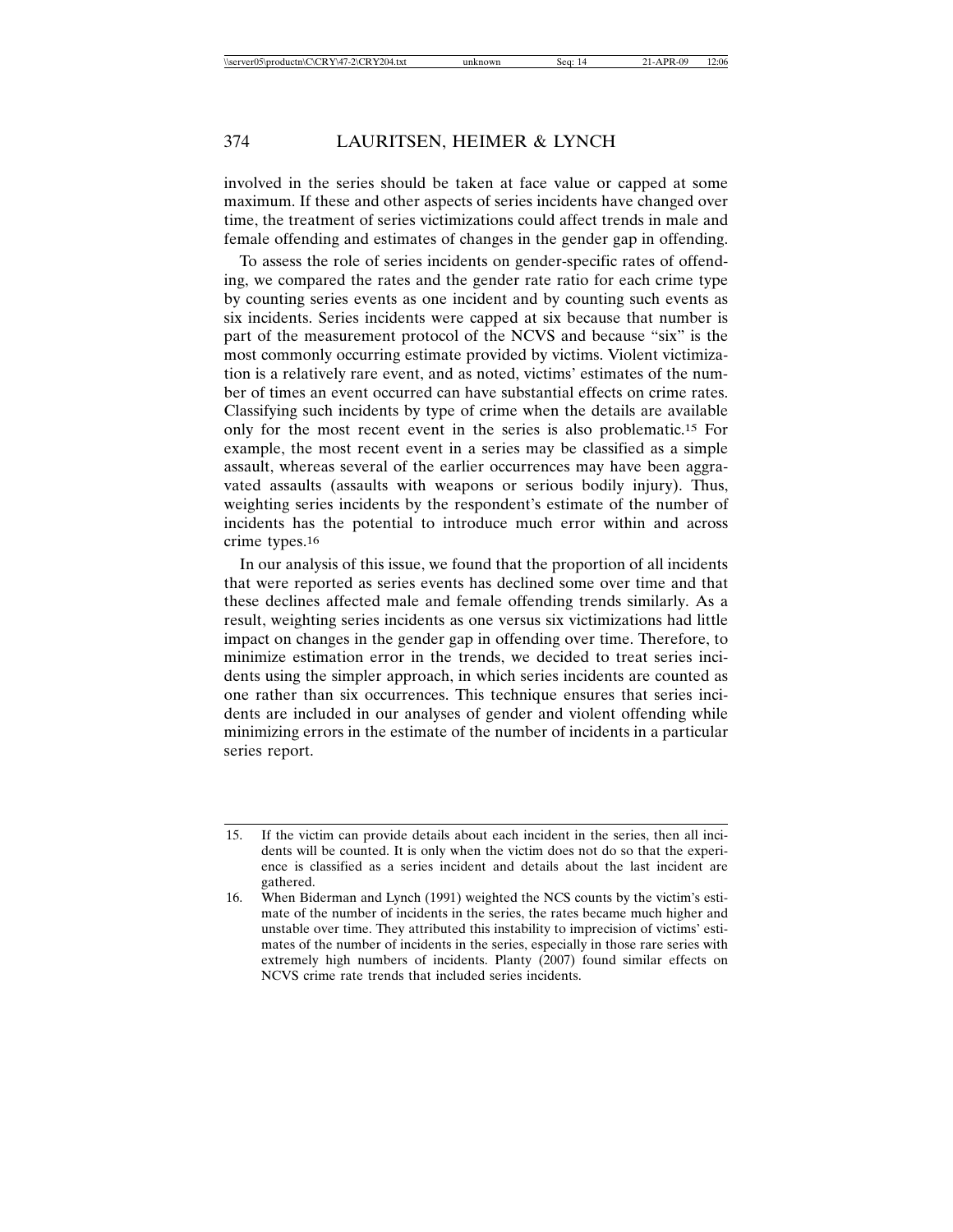involved in the series should be taken at face value or capped at some maximum. If these and other aspects of series incidents have changed over time, the treatment of series victimizations could affect trends in male and female offending and estimates of changes in the gender gap in offending.

To assess the role of series incidents on gender-specific rates of offending, we compared the rates and the gender rate ratio for each crime type by counting series events as one incident and by counting such events as six incidents. Series incidents were capped at six because that number is part of the measurement protocol of the NCVS and because "six" is the most commonly occurring estimate provided by victims. Violent victimization is a relatively rare event, and as noted, victims' estimates of the number of times an event occurred can have substantial effects on crime rates. Classifying such incidents by type of crime when the details are available only for the most recent event in the series is also problematic.[15] For example, the most recent event in a series may be classified as a simple assault, whereas several of the earlier occurrences may have been aggravated assaults (assaults with weapons or serious bodily injury). Thus, weighting series incidents by the respondent's estimate of the number of incidents has the potential to introduce much error within and across crime types.[16]

In our analysis of this issue, we found that the proportion of all incidents that were reported as series events has declined some over time and that these declines affected male and female offending trends similarly. As a result, weighting series incidents as one versus six victimizations had little impact on changes in the gender gap in offending over time. Therefore, to minimize estimation error in the trends, we decided to treat series incidents using the simpler approach, in which series incidents are counted as one rather than six occurrences. This technique ensures that series incidents are included in our analyses of gender and violent offending while minimizing errors in the estimate of the number of incidents in a particular series report.

---

15. If the victim can provide details about each incident in the series, then all incidents will be counted. It is only when the victim does not do so that the experience is classified as a series incident and details about the last incident are gathered.
16. When Biderman and Lynch (1991) weighted the NCS counts by the victim's estimate of the number of incidents in the series, the rates became much higher and unstable over time. They attributed this instability to imprecision of victims' estimates of the number of incidents in the series, especially in those rare series with extremely high numbers of incidents. Planty (2007) found similar effects on NCVS crime rate trends that included series incidents.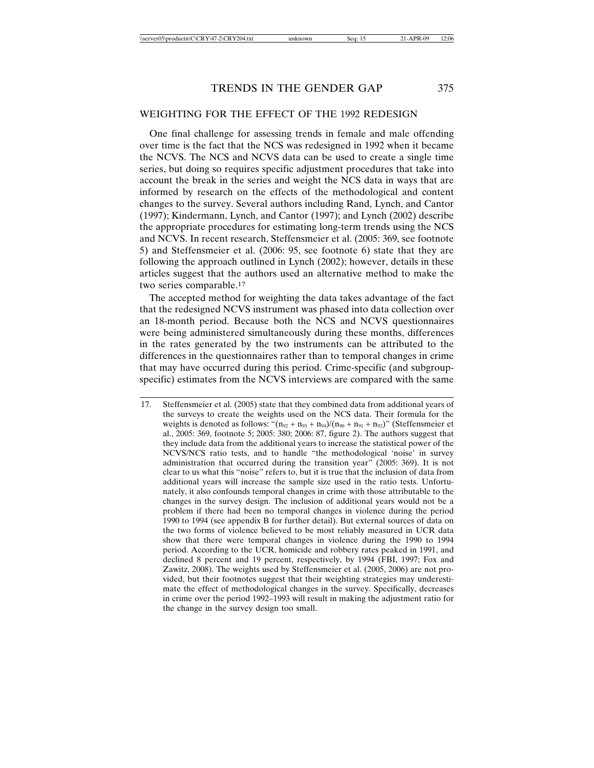## WEIGHTING FOR THE EFFECT OF THE 1992 REDESIGN

One final challenge for assessing trends in female and male offending over time is the fact that the NCS was redesigned in 1992 when it became the NCVS. The NCS and NCVS data can be used to create a single time series, but doing so requires specific adjustment procedures that take into account the break in the series and weight the NCS data in ways that are informed by research on the effects of the methodological and content changes to the survey. Several authors including Rand, Lynch, and Cantor (1997); Kindermann, Lynch, and Cantor (1997); and Lynch (2002) describe the appropriate procedures for estimating long-term trends using the NCS and NCVS. In recent research, Steffensmeier et al. (2005: 369, see footnote 5) and Steffensmeier et al. (2006: 95, see footnote 6) state that they are following the approach outlined in Lynch (2002); however, details in these articles suggest that the authors used an alternative method to make the two series comparable.[17]

The accepted method for weighting the data takes advantage of the fact that the redesigned NCVS instrument was phased into data collection over an 18-month period. Because both the NCS and NCVS questionnaires were being administered simultaneously during these months, differences in the rates generated by the two instruments can be attributed to the differences in the questionnaires rather than to temporal changes in crime that may have occurred during this period. Crime-specific (and subgroup-specific) estimates from the NCVS interviews are compared with the same

---

17. Steffensmeier et al. (2005) state that they combined data from additional years of the surveys to create the weights used on the NCS data. Their formula for the weights is denoted as follows: "$(n_{92} + n_{93} + n_{94})/(n_{90} + n_{91} + n_{92})$" (Steffensmeier et al., 2005: 369, footnote 5; 2005: 380; 2006: 87, figure 2). The authors suggest that they include data from the additional years to increase the statistical power of the NCVS/NCS ratio tests, and to handle "the methodological 'noise' in survey administration that occurred during the transition year" (2005: 369). It is not clear to us what this "noise" refers to, but it is true that the inclusion of data from additional years will increase the sample size used in the ratio tests. Unfortunately, it also confounds temporal changes in crime with those attributable to the changes in the survey design. The inclusion of additional years would not be a problem if there had been no temporal changes in violence during the period 1990 to 1994 (see appendix B for further detail). But external sources of data on the two forms of violence believed to be most reliably measured in UCR data show that there were temporal changes in violence during the 1990 to 1994 period. According to the UCR, homicide and robbery rates peaked in 1991, and declined 8 percent and 19 percent, respectively, by 1994 (FBI, 1997; Fox and Zawitz, 2008). The weights used by Steffensmeier et al. (2005, 2006) are not provided, but their footnotes suggest that their weighting strategies may underestimate the effect of methodological changes in the survey. Specifically, decreases in crime over the period 1992–1993 will result in making the adjustment ratio for the change in the survey design too small.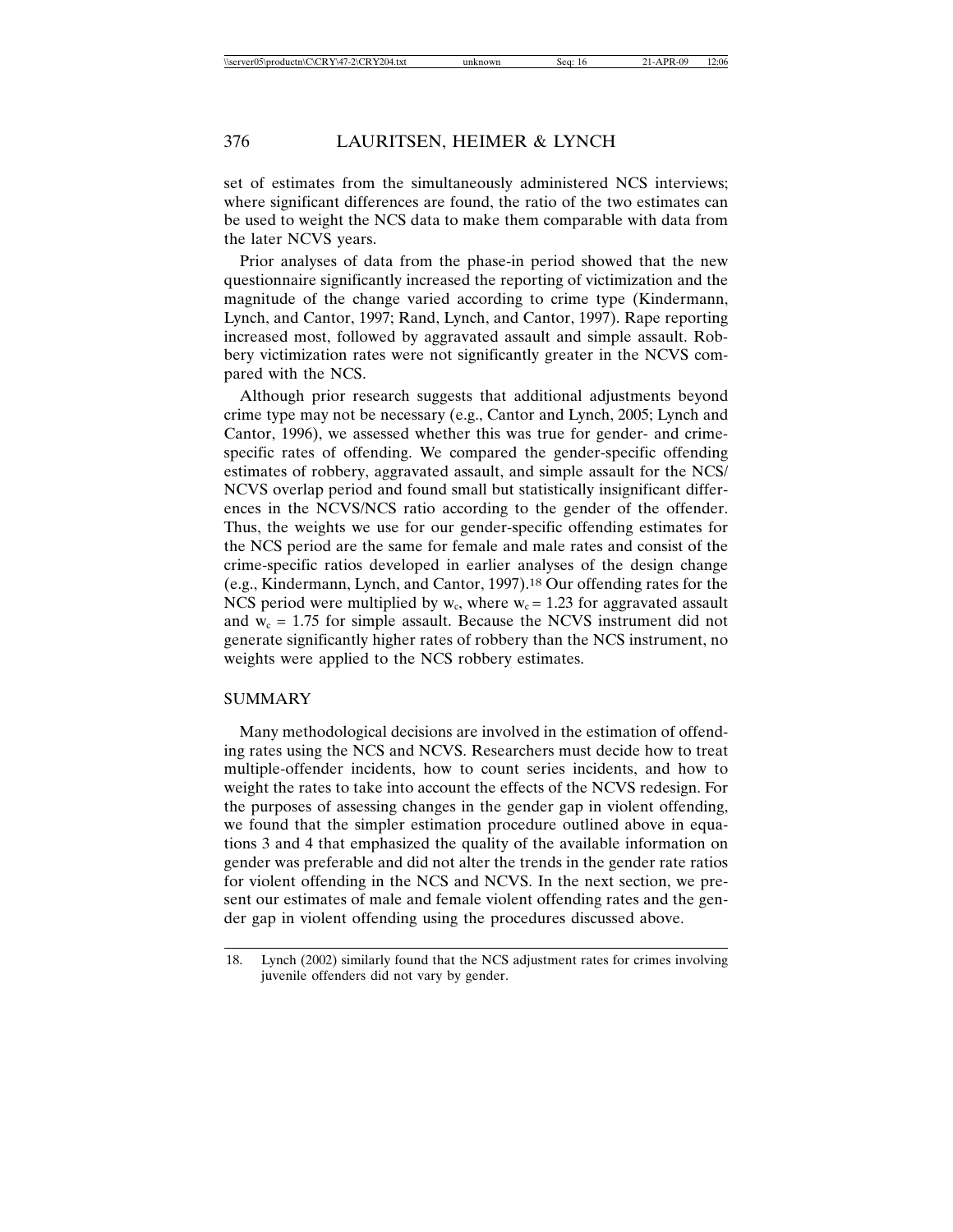set of estimates from the simultaneously administered NCS interviews; where significant differences are found, the ratio of the two estimates can be used to weight the NCS data to make them comparable with data from the later NCVS years.

Prior analyses of data from the phase-in period showed that the new questionnaire significantly increased the reporting of victimization and the magnitude of the change varied according to crime type (Kindermann, Lynch, and Cantor, 1997; Rand, Lynch, and Cantor, 1997). Rape reporting increased most, followed by aggravated assault and simple assault. Robbery victimization rates were not significantly greater in the NCVS compared with the NCS.

Although prior research suggests that additional adjustments beyond crime type may not be necessary (e.g., Cantor and Lynch, 2005; Lynch and Cantor, 1996), we assessed whether this was true for gender- and crime-specific rates of offending. We compared the gender-specific offending estimates of robbery, aggravated assault, and simple assault for the NCS/NCVS overlap period and found small but statistically insignificant differences in the NCVS/NCS ratio according to the gender of the offender. Thus, the weights we use for our gender-specific offending estimates for the NCS period are the same for female and male rates and consist of the crime-specific ratios developed in earlier analyses of the design change (e.g., Kindermann, Lynch, and Cantor, 1997).[18] Our offending rates for the NCS period were multiplied by $w_c$, where $w_c = 1.23$ for aggravated assault and $w_c = 1.75$ for simple assault. Because the NCVS instrument did not generate significantly higher rates of robbery than the NCS instrument, no weights were applied to the NCS robbery estimates.

## SUMMARY

Many methodological decisions are involved in the estimation of offending rates using the NCS and NCVS. Researchers must decide how to treat multiple-offender incidents, how to count series incidents, and how to weight the rates to take into account the effects of the NCVS redesign. For the purposes of assessing changes in the gender gap in violent offending, we found that the simpler estimation procedure outlined above in equations 3 and 4 that emphasized the quality of the available information on gender was preferable and did not alter the trends in the gender rate ratios for violent offending in the NCS and NCVS. In the next section, we present our estimates of male and female violent offending rates and the gender gap in violent offending using the procedures discussed above.

18. Lynch (2002) similarly found that the NCS adjustment rates for crimes involving juvenile offenders did not vary by gender.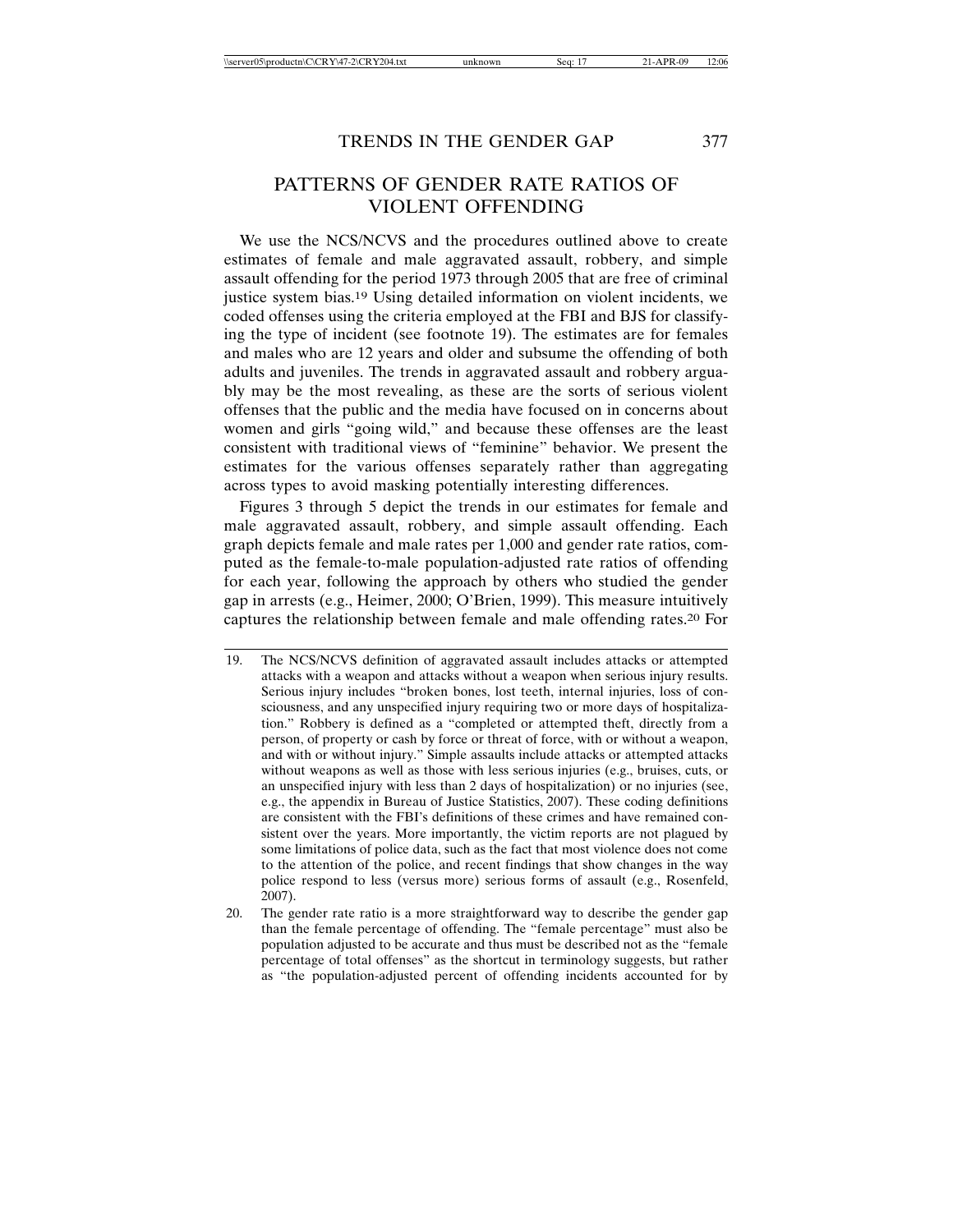## PATTERNS OF GENDER RATE RATIOS OF VIOLENT OFFENDING

We use the NCS/NCVS and the procedures outlined above to create estimates of female and male aggravated assault, robbery, and simple assault offending for the period 1973 through 2005 that are free of criminal justice system bias.[19] Using detailed information on violent incidents, we coded offenses using the criteria employed at the FBI and BJS for classifying the type of incident (see footnote 19). The estimates are for females and males who are 12 years and older and subsume the offending of both adults and juveniles. The trends in aggravated assault and robbery arguably may be the most revealing, as these are the sorts of serious violent offenses that the public and the media have focused on in concerns about women and girls "going wild," and because these offenses are the least consistent with traditional views of "feminine" behavior. We present the estimates for the various offenses separately rather than aggregating across types to avoid masking potentially interesting differences.

Figures 3 through 5 depict the trends in our estimates for female and male aggravated assault, robbery, and simple assault offending. Each graph depicts female and male rates per 1,000 and gender rate ratios, computed as the female-to-male population-adjusted rate ratios of offending for each year, following the approach by others who studied the gender gap in arrests (e.g., Heimer, 2000; O'Brien, 1999). This measure intuitively captures the relationship between female and male offending rates.[20] For

---

19. The NCS/NCVS definition of aggravated assault includes attacks or attempted attacks with a weapon and attacks without a weapon when serious injury results. Serious injury includes "broken bones, lost teeth, internal injuries, loss of consciousness, and any unspecified injury requiring two or more days of hospitalization." Robbery is defined as a "completed or attempted theft, directly from a person, of property or cash by force or threat of force, with or without a weapon, and with or without injury." Simple assaults include attacks or attempted attacks without weapons as well as those with less serious injuries (e.g., bruises, cuts, or an unspecified injury with less than 2 days of hospitalization) or no injuries (see, e.g., the appendix in Bureau of Justice Statistics, 2007). These coding definitions are consistent with the FBI's definitions of these crimes and have remained consistent over the years. More importantly, the victim reports are not plagued by some limitations of police data, such as the fact that most violence does not come to the attention of the police, and recent findings that show changes in the way police respond to less (versus more) serious forms of assault (e.g., Rosenfeld, 2007).

20. The gender rate ratio is a more straightforward way to describe the gender gap than the female percentage of offending. The "female percentage" must also be population adjusted to be accurate and thus must be described not as the "female percentage of total offenses" as the shortcut in terminology suggests, but rather as "the population-adjusted percent of offending incidents accounted for by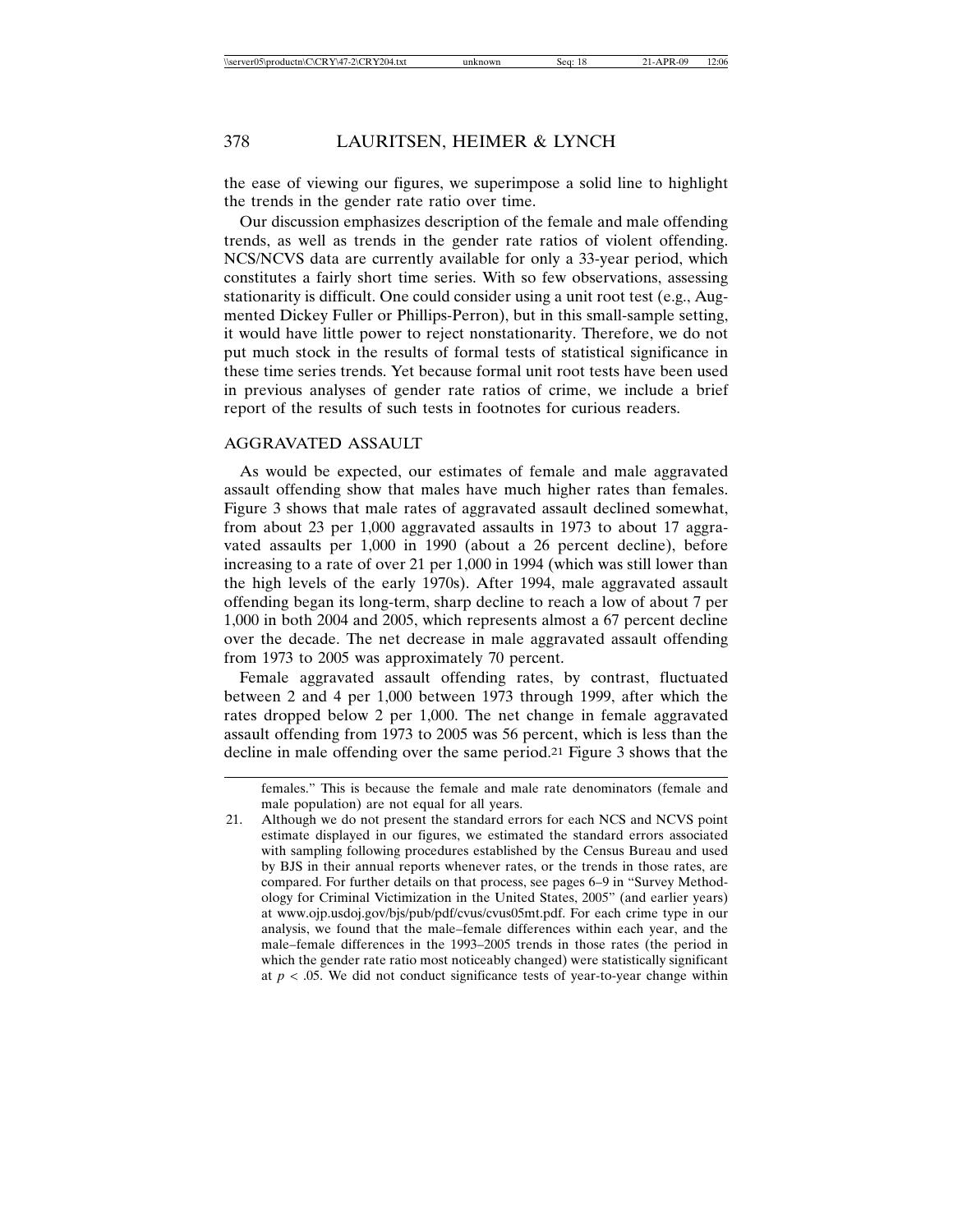the ease of viewing our figures, we superimpose a solid line to highlight the trends in the gender rate ratio over time.

Our discussion emphasizes description of the female and male offending trends, as well as trends in the gender rate ratios of violent offending. NCS/NCVS data are currently available for only a 33-year period, which constitutes a fairly short time series. With so few observations, assessing stationarity is difficult. One could consider using a unit root test (e.g., Augmented Dickey Fuller or Phillips-Perron), but in this small-sample setting, it would have little power to reject nonstationarity. Therefore, we do not put much stock in the results of formal tests of statistical significance in these time series trends. Yet because formal unit root tests have been used in previous analyses of gender rate ratios of crime, we include a brief report of the results of such tests in footnotes for curious readers.

## AGGRAVATED ASSAULT

As would be expected, our estimates of female and male aggravated assault offending show that males have much higher rates than females. Figure 3 shows that male rates of aggravated assault declined somewhat, from about 23 per 1,000 aggravated assaults in 1973 to about 17 aggravated assaults per 1,000 in 1990 (about a 26 percent decline), before increasing to a rate of over 21 per 1,000 in 1994 (which was still lower than the high levels of the early 1970s). After 1994, male aggravated assault offending began its long-term, sharp decline to reach a low of about 7 per 1,000 in both 2004 and 2005, which represents almost a 67 percent decline over the decade. The net decrease in male aggravated assault offending from 1973 to 2005 was approximately 70 percent.

Female aggravated assault offending rates, by contrast, fluctuated between 2 and 4 per 1,000 between 1973 through 1999, after which the rates dropped below 2 per 1,000. The net change in female aggravated assault offending from 1973 to 2005 was 56 percent, which is less than the decline in male offending over the same period.[21] Figure 3 shows that the

---

females." This is because the female and male rate denominators (female and male population) are not equal for all years.

21. Although we do not present the standard errors for each NCS and NCVS point estimate displayed in our figures, we estimated the standard errors associated with sampling following procedures established by the Census Bureau and used by BJS in their annual reports whenever rates, or the trends in those rates, are compared. For further details on that process, see pages 6–9 in "Survey Methodology for Criminal Victimization in the United States, 2005" (and earlier years) at www.ojp.usdoj.gov/bjs/pub/pdf/cvus/cvus05mt.pdf. For each crime type in our analysis, we found that the male–female differences within each year, and the male–female differences in the 1993–2005 trends in those rates (the period in which the gender rate ratio most noticeably changed) were statistically significant at $p < .05$. We did not conduct significance tests of year-to-year change within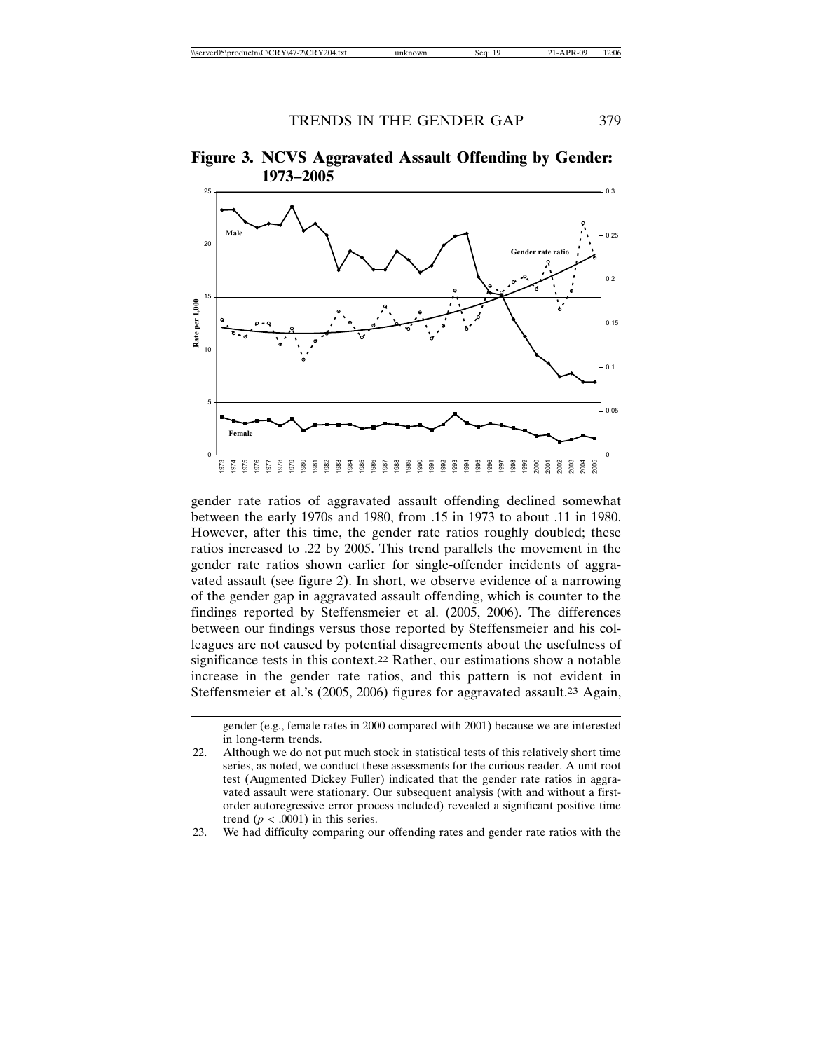**Figure 3. NCVS Aggravated Assault Offending by Gender: 1973–2005**

gender rate ratios of aggravated assault offending declined somewhat between the early 1970s and 1980, from .15 in 1973 to about .11 in 1980. However, after this time, the gender rate ratios roughly doubled; these ratios increased to .22 by 2005. This trend parallels the movement in the gender rate ratios shown earlier for single-offender incidents of aggravated assault (see figure 2). In short, we observe evidence of a narrowing of the gender gap in aggravated assault offending, which is counter to the findings reported by Steffensmeier et al. (2005, 2006). The differences between our findings versus those reported by Steffensmeier and his colleagues are not caused by potential disagreements about the usefulness of significance tests in this context.[22] Rather, our estimations show a notable increase in the gender rate ratios, and this pattern is not evident in Steffensmeier et al.'s (2005, 2006) figures for aggravated assault.[23] Again,

---

gender (e.g., female rates in 2000 compared with 2001) because we are interested in long-term trends.

22. Although we do not put much stock in statistical tests of this relatively short time series, as noted, we conduct these assessments for the curious reader. A unit root test (Augmented Dickey Fuller) indicated that the gender rate ratios in aggravated assault were stationary. Our subsequent analysis (with and without a first-order autoregressive error process included) revealed a significant positive time trend ($p < .0001$) in this series.

23. We had difficulty comparing our offending rates and gender rate ratios with the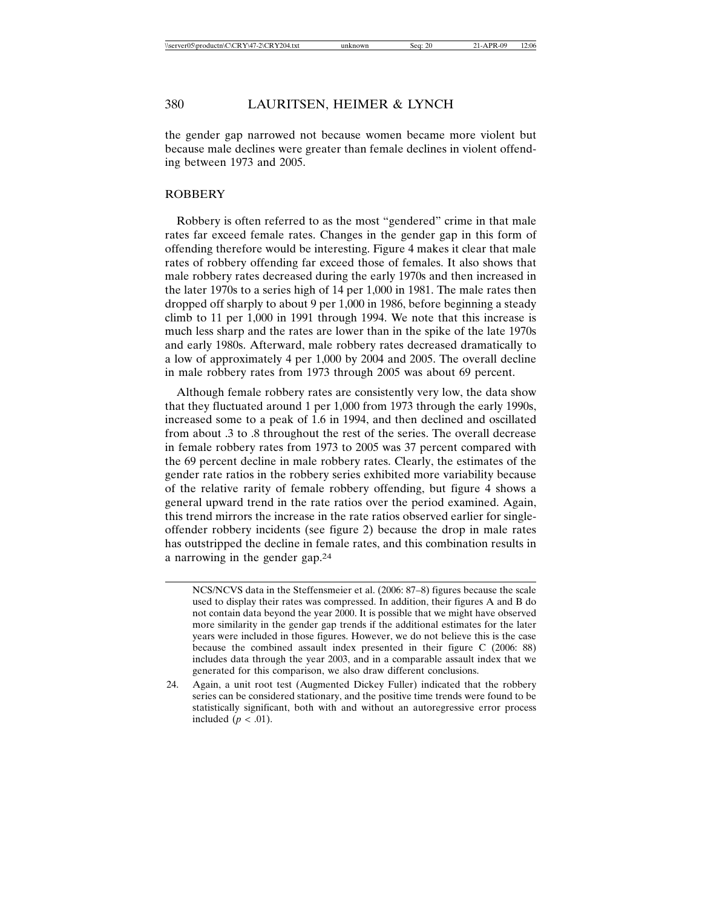the gender gap narrowed not because women became more violent but because male declines were greater than female declines in violent offending between 1973 and 2005.

## ROBBERY

Robbery is often referred to as the most "gendered" crime in that male rates far exceed female rates. Changes in the gender gap in this form of offending therefore would be interesting. Figure 4 makes it clear that male rates of robbery offending far exceed those of females. It also shows that male robbery rates decreased during the early 1970s and then increased in the later 1970s to a series high of 14 per 1,000 in 1981. The male rates then dropped off sharply to about 9 per 1,000 in 1986, before beginning a steady climb to 11 per 1,000 in 1991 through 1994. We note that this increase is much less sharp and the rates are lower than in the spike of the late 1970s and early 1980s. Afterward, male robbery rates decreased dramatically to a low of approximately 4 per 1,000 by 2004 and 2005. The overall decline in male robbery rates from 1973 through 2005 was about 69 percent.

Although female robbery rates are consistently very low, the data show that they fluctuated around 1 per 1,000 from 1973 through the early 1990s, increased some to a peak of 1.6 in 1994, and then declined and oscillated from about .3 to .8 throughout the rest of the series. The overall decrease in female robbery rates from 1973 to 2005 was 37 percent compared with the 69 percent decline in male robbery rates. Clearly, the estimates of the gender rate ratios in the robbery series exhibited more variability because of the relative rarity of female robbery offending, but figure 4 shows a general upward trend in the rate ratios over the period examined. Again, this trend mirrors the increase in the rate ratios observed earlier for single-offender robbery incidents (see figure 2) because the drop in male rates has outstripped the decline in female rates, and this combination results in a narrowing in the gender gap.[24]

---

NCS/NCVS data in the Steffensmeier et al. (2006: 87–8) figures because the scale used to display their rates was compressed. In addition, their figures A and B do not contain data beyond the year 2000. It is possible that we might have observed more similarity in the gender gap trends if the additional estimates for the later years were included in those figures. However, we do not believe this is the case because the combined assault index presented in their figure C (2006: 88) includes data through the year 2003, and in a comparable assault index that we generated for this comparison, we also draw different conclusions.

24. Again, a unit root test (Augmented Dickey Fuller) indicated that the robbery series can be considered stationary, and the positive time trends were found to be statistically significant, both with and without an autoregressive error process included ($p < .01$).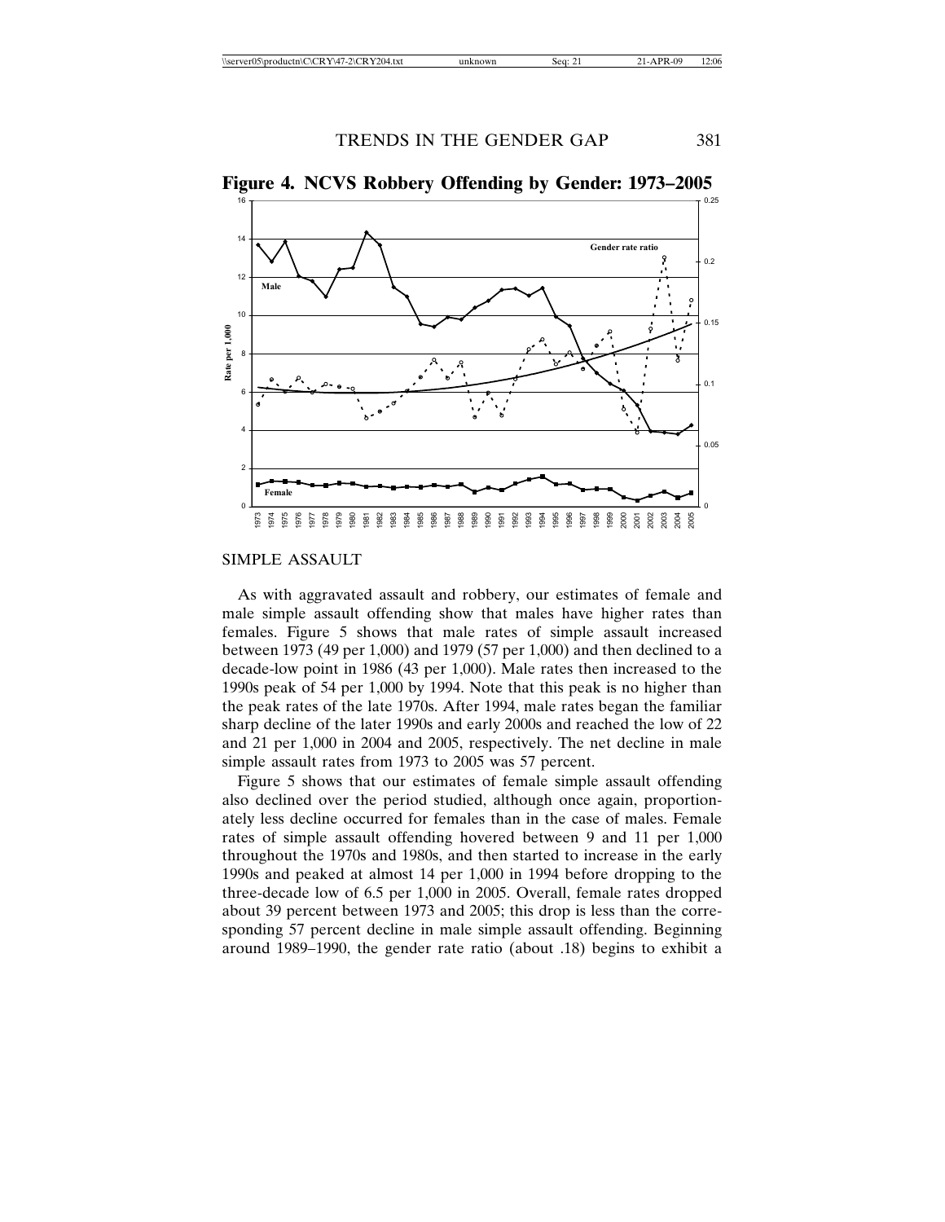**Figure 4. NCVS Robbery Offending by Gender: 1973–2005**

## SIMPLE ASSAULT

As with aggravated assault and robbery, our estimates of female and male simple assault offending show that males have higher rates than females. Figure 5 shows that male rates of simple assault increased between 1973 (49 per 1,000) and 1979 (57 per 1,000) and then declined to a decade-low point in 1986 (43 per 1,000). Male rates then increased to the 1990s peak of 54 per 1,000 by 1994. Note that this peak is no higher than the peak rates of the late 1970s. After 1994, male rates began the familiar sharp decline of the later 1990s and early 2000s and reached the low of 22 and 21 per 1,000 in 2004 and 2005, respectively. The net decline in male simple assault rates from 1973 to 2005 was 57 percent.

Figure 5 shows that our estimates of female simple assault offending also declined over the period studied, although once again, proportionately less decline occurred for females than in the case of males. Female rates of simple assault offending hovered between 9 and 11 per 1,000 throughout the 1970s and 1980s, and then started to increase in the early 1990s and peaked at almost 14 per 1,000 in 1994 before dropping to the three-decade low of 6.5 per 1,000 in 2005. Overall, female rates dropped about 39 percent between 1973 and 2005; this drop is less than the corresponding 57 percent decline in male simple assault offending. Beginning around 1989–1990, the gender rate ratio (about .18) begins to exhibit a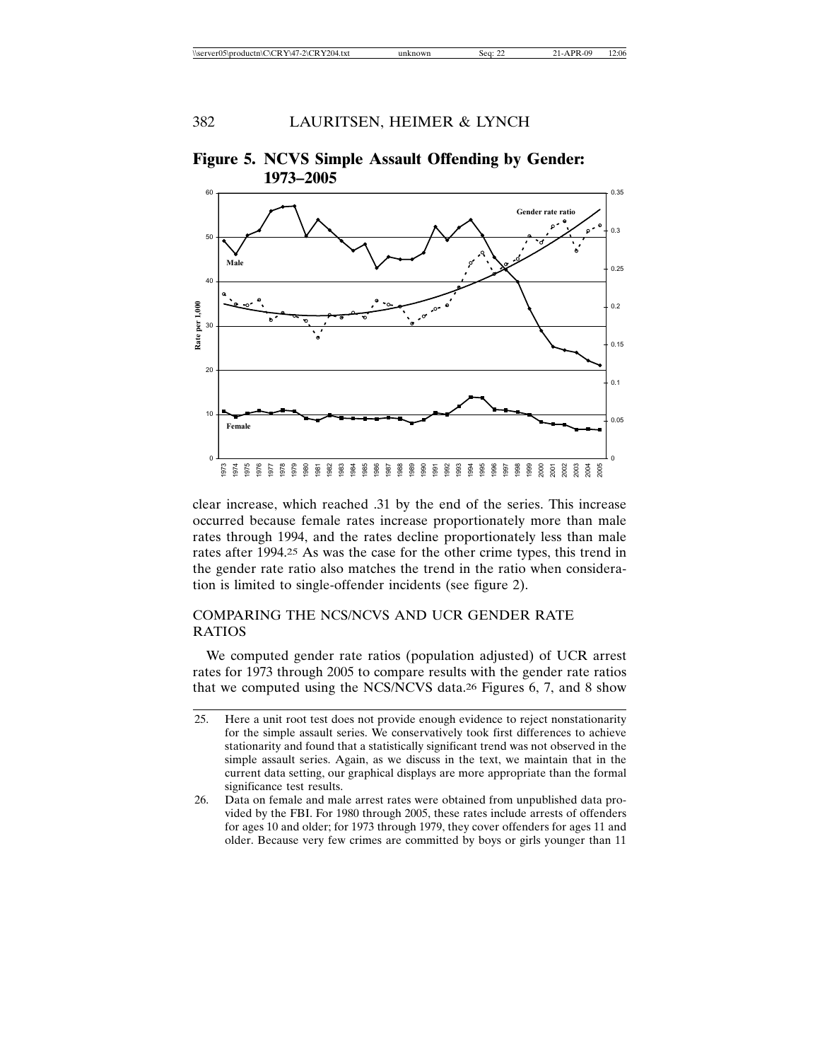**Figure 5. NCVS Simple Assault Offending by Gender: 1973–2005**

clear increase, which reached .31 by the end of the series. This increase occurred because female rates increase proportionately more than male rates through 1994, and the rates decline proportionately less than male rates after 1994.[25] As was the case for the other crime types, this trend in the gender rate ratio also matches the trend in the ratio when consideration is limited to single-offender incidents (see figure 2).

## COMPARING THE NCS/NCVS AND UCR GENDER RATE RATIOS

We computed gender rate ratios (population adjusted) of UCR arrest rates for 1973 through 2005 to compare results with the gender rate ratios that we computed using the NCS/NCVS data.[26] Figures 6, 7, and 8 show

---

25. Here a unit root test does not provide enough evidence to reject nonstationarity for the simple assault series. We conservatively took first differences to achieve stationarity and found that a statistically significant trend was not observed in the simple assault series. Again, as we discuss in the text, we maintain that in the current data setting, our graphical displays are more appropriate than the formal significance test results.

26. Data on female and male arrest rates were obtained from unpublished data provided by the FBI. For 1980 through 2005, these rates include arrests of offenders for ages 10 and older; for 1973 through 1979, they cover offenders for ages 11 and older. Because very few crimes are committed by boys or girls younger than 11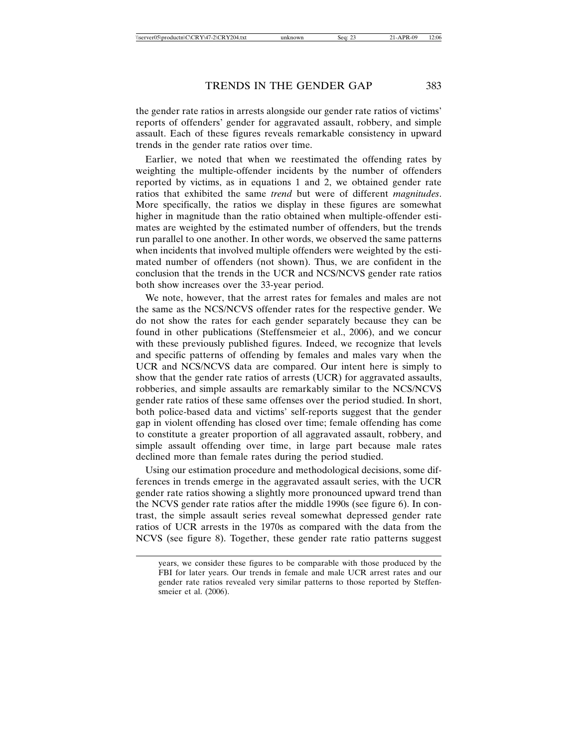the gender rate ratios in arrests alongside our gender rate ratios of victims' reports of offenders' gender for aggravated assault, robbery, and simple assault. Each of these figures reveals remarkable consistency in upward trends in the gender rate ratios over time.

Earlier, we noted that when we reestimated the offending rates by weighting the multiple-offender incidents by the number of offenders reported by victims, as in equations 1 and 2, we obtained gender rate ratios that exhibited the same *trend* but were of different *magnitudes*. More specifically, the ratios we display in these figures are somewhat higher in magnitude than the ratio obtained when multiple-offender estimates are weighted by the estimated number of offenders, but the trends run parallel to one another. In other words, we observed the same patterns when incidents that involved multiple offenders were weighted by the estimated number of offenders (not shown). Thus, we are confident in the conclusion that the trends in the UCR and NCS/NCVS gender rate ratios both show increases over the 33-year period.

We note, however, that the arrest rates for females and males are not the same as the NCS/NCVS offender rates for the respective gender. We do not show the rates for each gender separately because they can be found in other publications (Steffensmeier et al., 2006), and we concur with these previously published figures. Indeed, we recognize that levels and specific patterns of offending by females and males vary when the UCR and NCS/NCVS data are compared. Our intent here is simply to show that the gender rate ratios of arrests (UCR) for aggravated assaults, robberies, and simple assaults are remarkably similar to the NCS/NCVS gender rate ratios of these same offenses over the period studied. In short, both police-based data and victims' self-reports suggest that the gender gap in violent offending has closed over time; female offending has come to constitute a greater proportion of all aggravated assault, robbery, and simple assault offending over time, in large part because male rates declined more than female rates during the period studied.

Using our estimation procedure and methodological decisions, some differences in trends emerge in the aggravated assault series, with the UCR gender rate ratios showing a slightly more pronounced upward trend than the NCVS gender rate ratios after the middle 1990s (see figure 6). In contrast, the simple assault series reveal somewhat depressed gender rate ratios of UCR arrests in the 1970s as compared with the data from the NCVS (see figure 8). Together, these gender rate ratio patterns suggest

years, we consider these figures to be comparable with those produced by the FBI for later years. Our trends in female and male UCR arrest rates and our gender rate ratios revealed very similar patterns to those reported by Steffensmeier et al. (2006).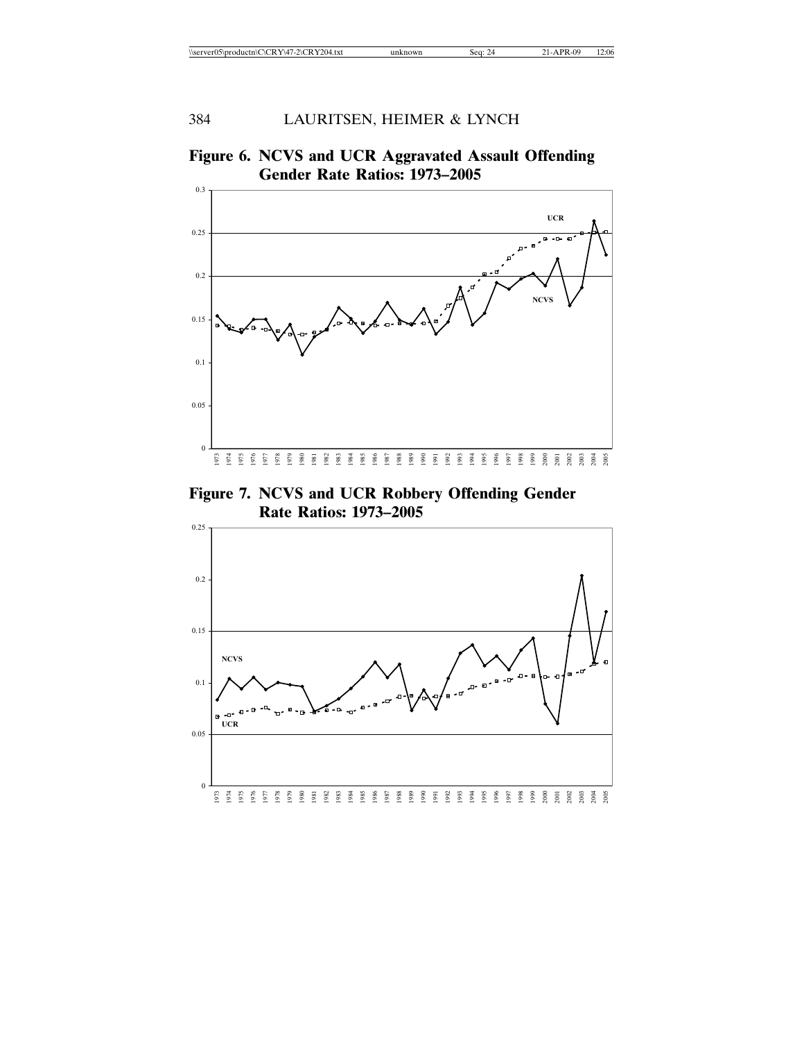**Figure 6. NCVS and UCR Aggravated Assault Offending Gender Rate Ratios: 1973–2005**

**Figure 7. NCVS and UCR Robbery Offending Gender Rate Ratios: 1973–2005**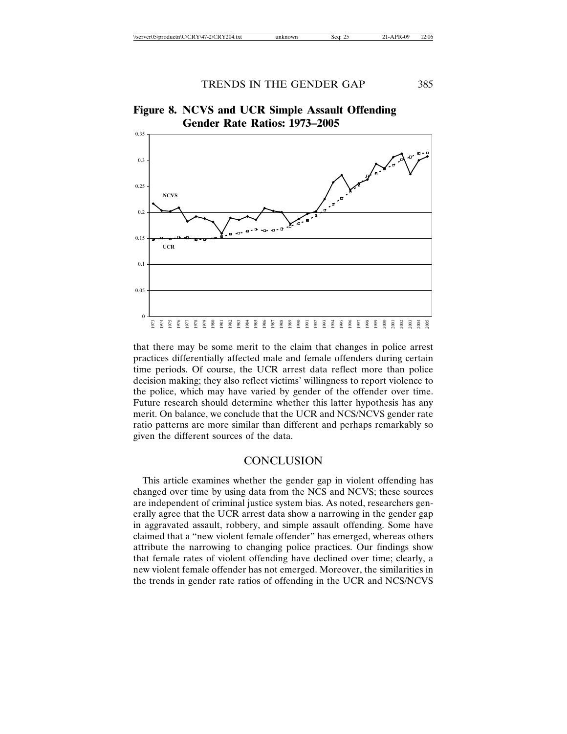**Figure 8. NCVS and UCR Simple Assault Offending Gender Rate Ratios: 1973–2005**

that there may be some merit to the claim that changes in police arrest practices differentially affected male and female offenders during certain time periods. Of course, the UCR arrest data reflect more than police decision making; they also reflect victims' willingness to report violence to the police, which may have varied by gender of the offender over time. Future research should determine whether this latter hypothesis has any merit. On balance, we conclude that the UCR and NCS/NCVS gender rate ratio patterns are more similar than different and perhaps remarkably so given the different sources of the data.

## CONCLUSION

This article examines whether the gender gap in violent offending has changed over time by using data from the NCS and NCVS; these sources are independent of criminal justice system bias. As noted, researchers generally agree that the UCR arrest data show a narrowing in the gender gap in aggravated assault, robbery, and simple assault offending. Some have claimed that a "new violent female offender" has emerged, whereas others attribute the narrowing to changing police practices. Our findings show that female rates of violent offending have declined over time; clearly, a new violent female offender has not emerged. Moreover, the similarities in the trends in gender rate ratios of offending in the UCR and NCS/NCVS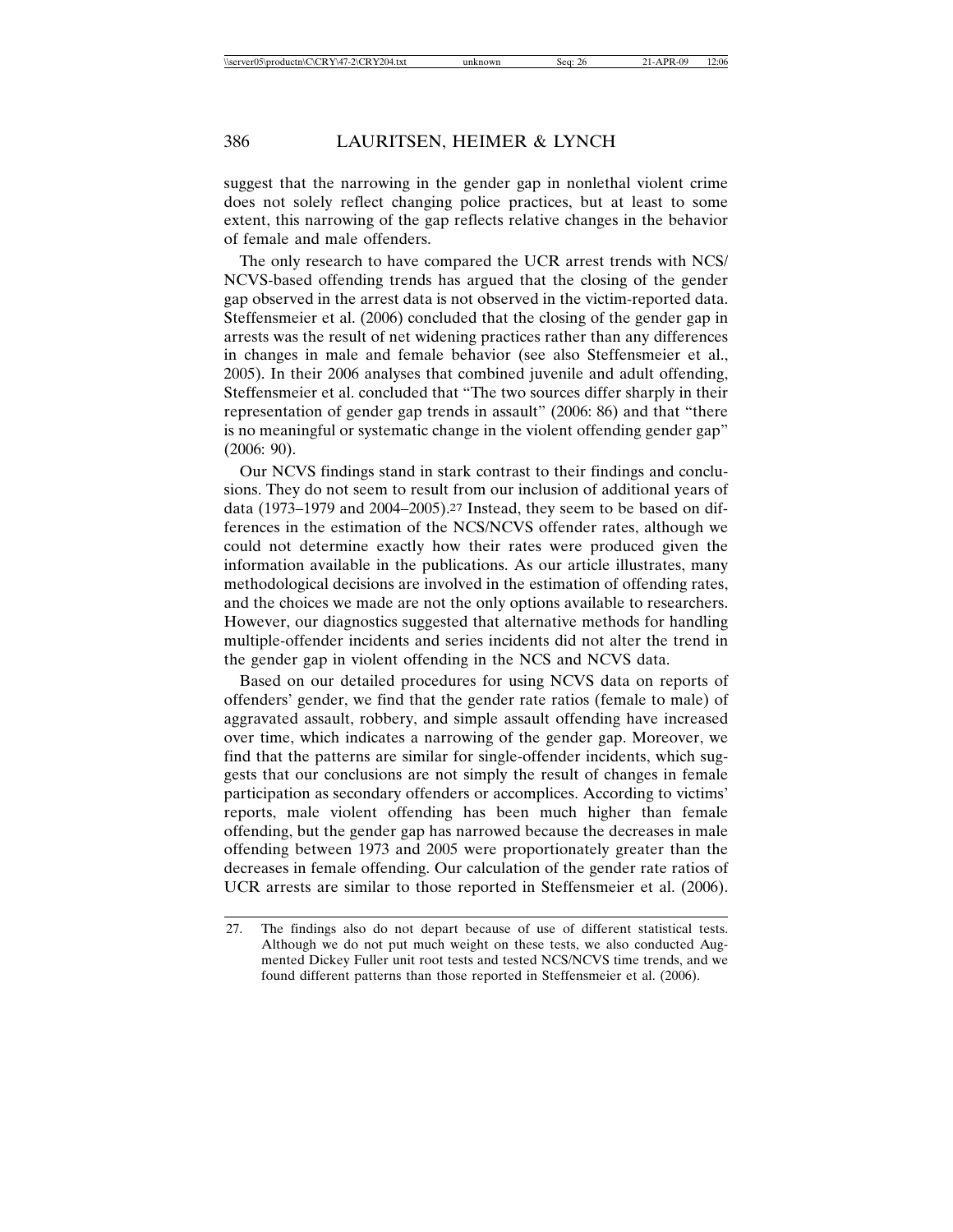suggest that the narrowing in the gender gap in nonlethal violent crime does not solely reflect changing police practices, but at least to some extent, this narrowing of the gap reflects relative changes in the behavior of female and male offenders.

The only research to have compared the UCR arrest trends with NCS/NCVS-based offending trends has argued that the closing of the gender gap observed in the arrest data is not observed in the victim-reported data. Steffensmeier et al. (2006) concluded that the closing of the gender gap in arrests was the result of net widening practices rather than any differences in changes in male and female behavior (see also Steffensmeier et al., 2005). In their 2006 analyses that combined juvenile and adult offending, Steffensmeier et al. concluded that "The two sources differ sharply in their representation of gender gap trends in assault" (2006: 86) and that "there is no meaningful or systematic change in the violent offending gender gap" (2006: 90).

Our NCVS findings stand in stark contrast to their findings and conclusions. They do not seem to result from our inclusion of additional years of data (1973–1979 and 2004–2005).[27] Instead, they seem to be based on differences in the estimation of the NCS/NCVS offender rates, although we could not determine exactly how their rates were produced given the information available in the publications. As our article illustrates, many methodological decisions are involved in the estimation of offending rates, and the choices we made are not the only options available to researchers. However, our diagnostics suggested that alternative methods for handling multiple-offender incidents and series incidents did not alter the trend in the gender gap in violent offending in the NCS and NCVS data.

Based on our detailed procedures for using NCVS data on reports of offenders' gender, we find that the gender rate ratios (female to male) of aggravated assault, robbery, and simple assault offending have increased over time, which indicates a narrowing of the gender gap. Moreover, we find that the patterns are similar for single-offender incidents, which suggests that our conclusions are not simply the result of changes in female participation as secondary offenders or accomplices. According to victims' reports, male violent offending has been much higher than female offending, but the gender gap has narrowed because the decreases in male offending between 1973 and 2005 were proportionately greater than the decreases in female offending. Our calculation of the gender rate ratios of UCR arrests are similar to those reported in Steffensmeier et al. (2006).

27. The findings also do not depart because of use of different statistical tests. Although we do not put much weight on these tests, we also conducted Augmented Dickey Fuller unit root tests and tested NCS/NCVS time trends, and we found different patterns than those reported in Steffensmeier et al. (2006).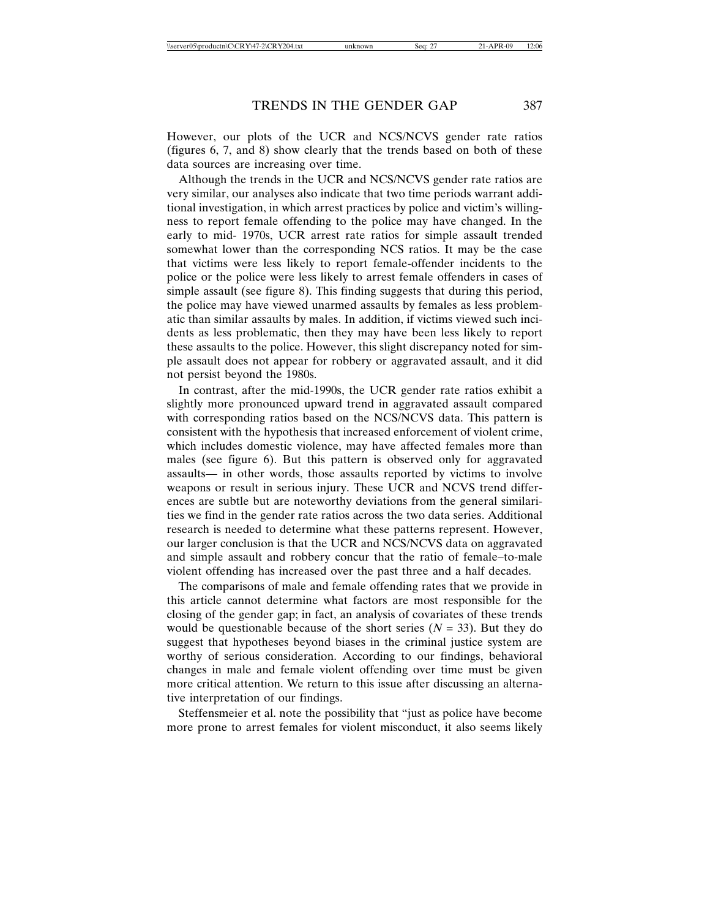However, our plots of the UCR and NCS/NCVS gender rate ratios (figures 6, 7, and 8) show clearly that the trends based on both of these data sources are increasing over time.

Although the trends in the UCR and NCS/NCVS gender rate ratios are very similar, our analyses also indicate that two time periods warrant additional investigation, in which arrest practices by police and victim's willingness to report female offending to the police may have changed. In the early to mid- 1970s, UCR arrest rate ratios for simple assault trended somewhat lower than the corresponding NCS ratios. It may be the case that victims were less likely to report female-offender incidents to the police or the police were less likely to arrest female offenders in cases of simple assault (see figure 8). This finding suggests that during this period, the police may have viewed unarmed assaults by females as less problematic than similar assaults by males. In addition, if victims viewed such incidents as less problematic, then they may have been less likely to report these assaults to the police. However, this slight discrepancy noted for simple assault does not appear for robbery or aggravated assault, and it did not persist beyond the 1980s.

In contrast, after the mid-1990s, the UCR gender rate ratios exhibit a slightly more pronounced upward trend in aggravated assault compared with corresponding ratios based on the NCS/NCVS data. This pattern is consistent with the hypothesis that increased enforcement of violent crime, which includes domestic violence, may have affected females more than males (see figure 6). But this pattern is observed only for aggravated assaults— in other words, those assaults reported by victims to involve weapons or result in serious injury. These UCR and NCVS trend differences are subtle but are noteworthy deviations from the general similarities we find in the gender rate ratios across the two data series. Additional research is needed to determine what these patterns represent. However, our larger conclusion is that the UCR and NCS/NCVS data on aggravated and simple assault and robbery concur that the ratio of female–to-male violent offending has increased over the past three and a half decades.

The comparisons of male and female offending rates that we provide in this article cannot determine what factors are most responsible for the closing of the gender gap; in fact, an analysis of covariates of these trends would be questionable because of the short series ($N = 33$). But they do suggest that hypotheses beyond biases in the criminal justice system are worthy of serious consideration. According to our findings, behavioral changes in male and female violent offending over time must be given more critical attention. We return to this issue after discussing an alternative interpretation of our findings.

Steffensmeier et al. note the possibility that "just as police have become more prone to arrest females for violent misconduct, it also seems likely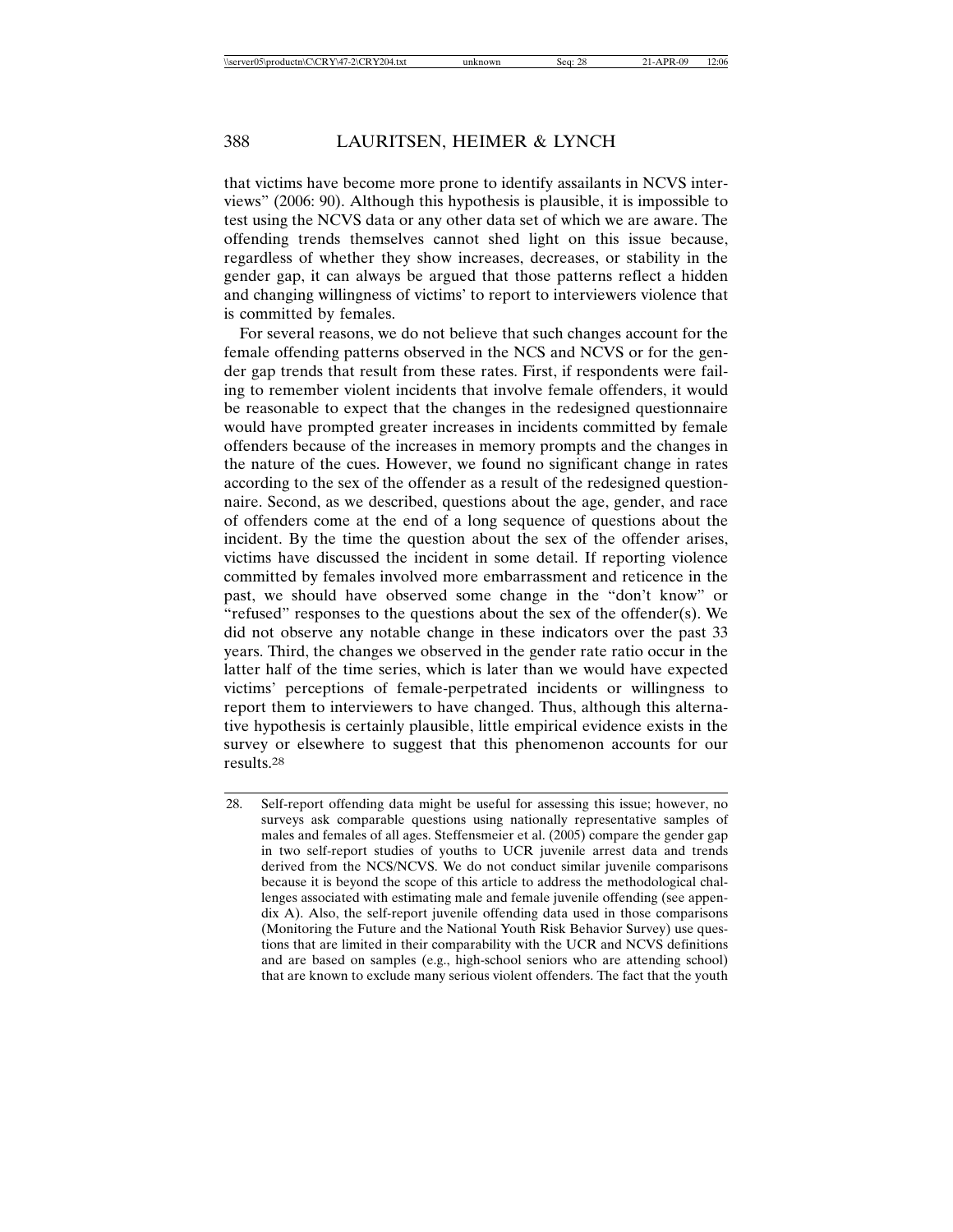that victims have become more prone to identify assailants in NCVS interviews" (2006: 90). Although this hypothesis is plausible, it is impossible to test using the NCVS data or any other data set of which we are aware. The offending trends themselves cannot shed light on this issue because, regardless of whether they show increases, decreases, or stability in the gender gap, it can always be argued that those patterns reflect a hidden and changing willingness of victims' to report to interviewers violence that is committed by females.

For several reasons, we do not believe that such changes account for the female offending patterns observed in the NCS and NCVS or for the gender gap trends that result from these rates. First, if respondents were failing to remember violent incidents that involve female offenders, it would be reasonable to expect that the changes in the redesigned questionnaire would have prompted greater increases in incidents committed by female offenders because of the increases in memory prompts and the changes in the nature of the cues. However, we found no significant change in rates according to the sex of the offender as a result of the redesigned questionnaire. Second, as we described, questions about the age, gender, and race of offenders come at the end of a long sequence of questions about the incident. By the time the question about the sex of the offender arises, victims have discussed the incident in some detail. If reporting violence committed by females involved more embarrassment and reticence in the past, we should have observed some change in the "don't know" or "refused" responses to the questions about the sex of the offender(s). We did not observe any notable change in these indicators over the past 33 years. Third, the changes we observed in the gender rate ratio occur in the latter half of the time series, which is later than we would have expected victims' perceptions of female-perpetrated incidents or willingness to report them to interviewers to have changed. Thus, although this alternative hypothesis is certainly plausible, little empirical evidence exists in the survey or elsewhere to suggest that this phenomenon accounts for our results.[28]

---

28. Self-report offending data might be useful for assessing this issue; however, no surveys ask comparable questions using nationally representative samples of males and females of all ages. Steffensmeier et al. (2005) compare the gender gap in two self-report studies of youths to UCR juvenile arrest data and trends derived from the NCS/NCVS. We do not conduct similar juvenile comparisons because it is beyond the scope of this article to address the methodological challenges associated with estimating male and female juvenile offending (see appendix A). Also, the self-report juvenile offending data used in those comparisons (Monitoring the Future and the National Youth Risk Behavior Survey) use questions that are limited in their comparability with the UCR and NCVS definitions and are based on samples (e.g., high-school seniors who are attending school) that are known to exclude many serious violent offenders. The fact that the youth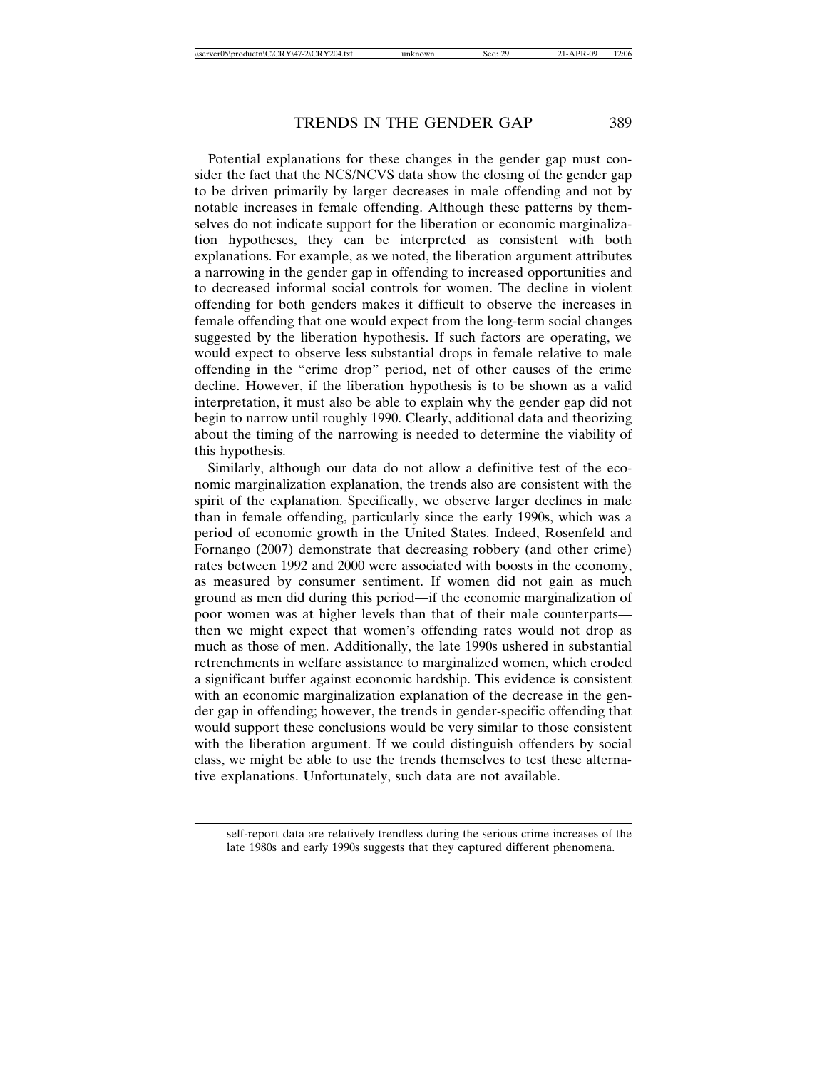Potential explanations for these changes in the gender gap must consider the fact that the NCS/NCVS data show the closing of the gender gap to be driven primarily by larger decreases in male offending and not by notable increases in female offending. Although these patterns by themselves do not indicate support for the liberation or economic marginalization hypotheses, they can be interpreted as consistent with both explanations. For example, as we noted, the liberation argument attributes a narrowing in the gender gap in offending to increased opportunities and to decreased informal social controls for women. The decline in violent offending for both genders makes it difficult to observe the increases in female offending that one would expect from the long-term social changes suggested by the liberation hypothesis. If such factors are operating, we would expect to observe less substantial drops in female relative to male offending in the "crime drop" period, net of other causes of the crime decline. However, if the liberation hypothesis is to be shown as a valid interpretation, it must also be able to explain why the gender gap did not begin to narrow until roughly 1990. Clearly, additional data and theorizing about the timing of the narrowing is needed to determine the viability of this hypothesis.

Similarly, although our data do not allow a definitive test of the economic marginalization explanation, the trends also are consistent with the spirit of the explanation. Specifically, we observe larger declines in male than in female offending, particularly since the early 1990s, which was a period of economic growth in the United States. Indeed, Rosenfeld and Fornango (2007) demonstrate that decreasing robbery (and other crime) rates between 1992 and 2000 were associated with boosts in the economy, as measured by consumer sentiment. If women did not gain as much ground as men did during this period—if the economic marginalization of poor women was at higher levels than that of their male counterparts—then we might expect that women's offending rates would not drop as much as those of men. Additionally, the late 1990s ushered in substantial retrenchments in welfare assistance to marginalized women, which eroded a significant buffer against economic hardship. This evidence is consistent with an economic marginalization explanation of the decrease in the gender gap in offending; however, the trends in gender-specific offending that would support these conclusions would be very similar to those consistent with the liberation argument. If we could distinguish offenders by social class, we might be able to use the trends themselves to test these alternative explanations. Unfortunately, such data are not available.

---

self-report data are relatively trendless during the serious crime increases of the late 1980s and early 1990s suggests that they captured different phenomena.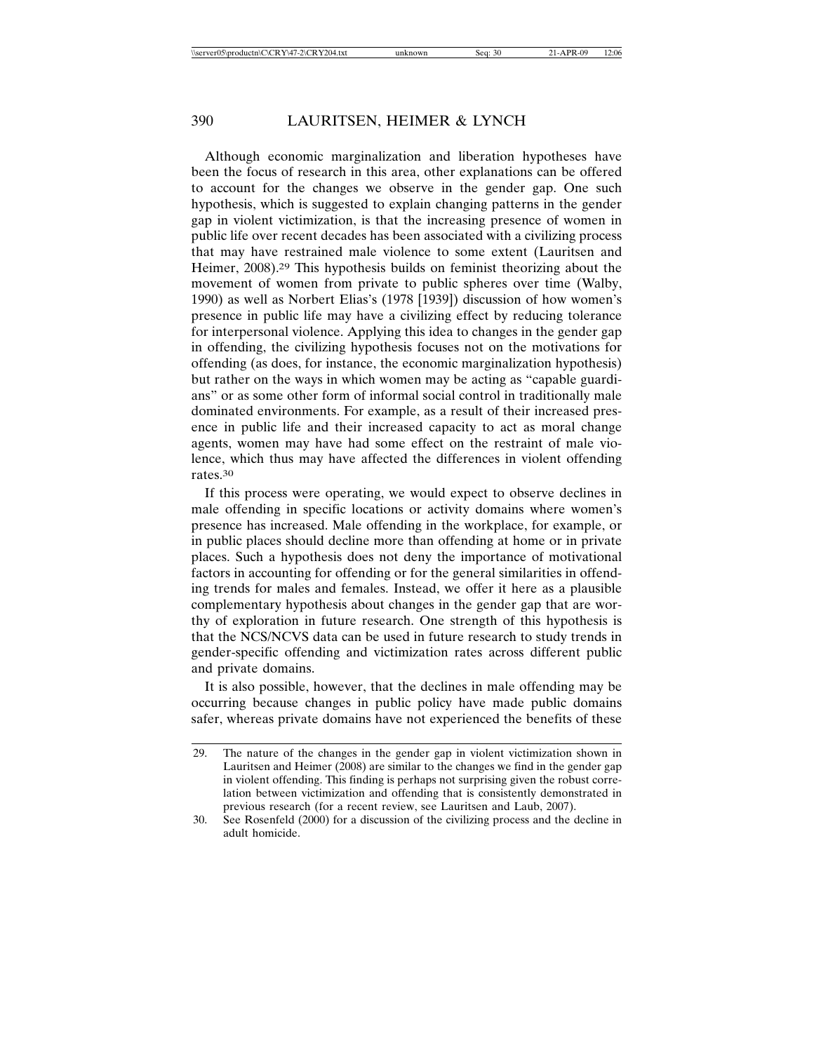Although economic marginalization and liberation hypotheses have been the focus of research in this area, other explanations can be offered to account for the changes we observe in the gender gap. One such hypothesis, which is suggested to explain changing patterns in the gender gap in violent victimization, is that the increasing presence of women in public life over recent decades has been associated with a civilizing process that may have restrained male violence to some extent (Lauritsen and Heimer, 2008).[29] This hypothesis builds on feminist theorizing about the movement of women from private to public spheres over time (Walby, 1990) as well as Norbert Elias's (1978 [1939]) discussion of how women's presence in public life may have a civilizing effect by reducing tolerance for interpersonal violence. Applying this idea to changes in the gender gap in offending, the civilizing hypothesis focuses not on the motivations for offending (as does, for instance, the economic marginalization hypothesis) but rather on the ways in which women may be acting as "capable guardians" or as some other form of informal social control in traditionally male dominated environments. For example, as a result of their increased presence in public life and their increased capacity to act as moral change agents, women may have had some effect on the restraint of male violence, which thus may have affected the differences in violent offending rates.[30]

If this process were operating, we would expect to observe declines in male offending in specific locations or activity domains where women's presence has increased. Male offending in the workplace, for example, or in public places should decline more than offending at home or in private places. Such a hypothesis does not deny the importance of motivational factors in accounting for offending or for the general similarities in offending trends for males and females. Instead, we offer it here as a plausible complementary hypothesis about changes in the gender gap that are worthy of exploration in future research. One strength of this hypothesis is that the NCS/NCVS data can be used in future research to study trends in gender-specific offending and victimization rates across different public and private domains.

It is also possible, however, that the declines in male offending may be occurring because changes in public policy have made public domains safer, whereas private domains have not experienced the benefits of these

29. The nature of the changes in the gender gap in violent victimization shown in Lauritsen and Heimer (2008) are similar to the changes we find in the gender gap in violent offending. This finding is perhaps not surprising given the robust correlation between victimization and offending that is consistently demonstrated in previous research (for a recent review, see Lauritsen and Laub, 2007).

30. See Rosenfeld (2000) for a discussion of the civilizing process and the decline in adult homicide.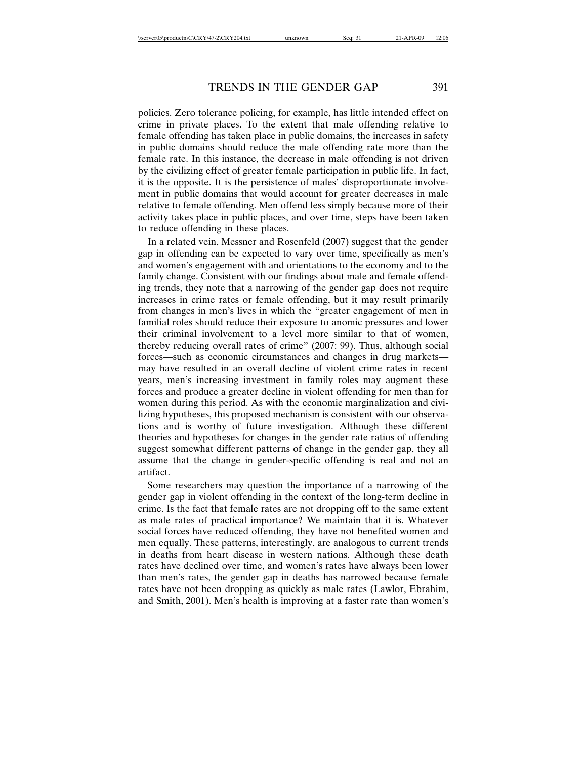policies. Zero tolerance policing, for example, has little intended effect on crime in private places. To the extent that male offending relative to female offending has taken place in public domains, the increases in safety in public domains should reduce the male offending rate more than the female rate. In this instance, the decrease in male offending is not driven by the civilizing effect of greater female participation in public life. In fact, it is the opposite. It is the persistence of males' disproportionate involvement in public domains that would account for greater decreases in male relative to female offending. Men offend less simply because more of their activity takes place in public places, and over time, steps have been taken to reduce offending in these places.

In a related vein, Messner and Rosenfeld (2007) suggest that the gender gap in offending can be expected to vary over time, specifically as men's and women's engagement with and orientations to the economy and to the family change. Consistent with our findings about male and female offending trends, they note that a narrowing of the gender gap does not require increases in crime rates or female offending, but it may result primarily from changes in men's lives in which the "greater engagement of men in familial roles should reduce their exposure to anomic pressures and lower their criminal involvement to a level more similar to that of women, thereby reducing overall rates of crime" (2007: 99). Thus, although social forces—such as economic circumstances and changes in drug markets—may have resulted in an overall decline of violent crime rates in recent years, men's increasing investment in family roles may augment these forces and produce a greater decline in violent offending for men than for women during this period. As with the economic marginalization and civilizing hypotheses, this proposed mechanism is consistent with our observations and is worthy of future investigation. Although these different theories and hypotheses for changes in the gender rate ratios of offending suggest somewhat different patterns of change in the gender gap, they all assume that the change in gender-specific offending is real and not an artifact.

Some researchers may question the importance of a narrowing of the gender gap in violent offending in the context of the long-term decline in crime. Is the fact that female rates are not dropping off to the same extent as male rates of practical importance? We maintain that it is. Whatever social forces have reduced offending, they have not benefited women and men equally. These patterns, interestingly, are analogous to current trends in deaths from heart disease in western nations. Although these death rates have declined over time, and women's rates have always been lower than men's rates, the gender gap in deaths has narrowed because female rates have not been dropping as quickly as male rates (Lawlor, Ebrahim, and Smith, 2001). Men's health is improving at a faster rate than women's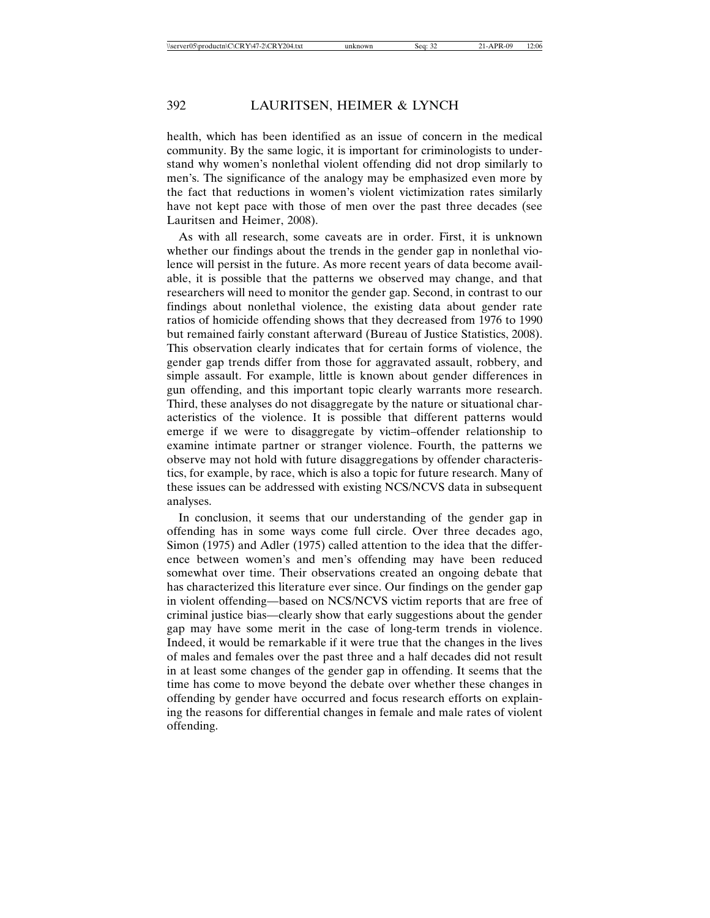health, which has been identified as an issue of concern in the medical community. By the same logic, it is important for criminologists to understand why women's nonlethal violent offending did not drop similarly to men's. The significance of the analogy may be emphasized even more by the fact that reductions in women's violent victimization rates similarly have not kept pace with those of men over the past three decades (see Lauritsen and Heimer, 2008).

As with all research, some caveats are in order. First, it is unknown whether our findings about the trends in the gender gap in nonlethal violence will persist in the future. As more recent years of data become available, it is possible that the patterns we observed may change, and that researchers will need to monitor the gender gap. Second, in contrast to our findings about nonlethal violence, the existing data about gender rate ratios of homicide offending shows that they decreased from 1976 to 1990 but remained fairly constant afterward (Bureau of Justice Statistics, 2008). This observation clearly indicates that for certain forms of violence, the gender gap trends differ from those for aggravated assault, robbery, and simple assault. For example, little is known about gender differences in gun offending, and this important topic clearly warrants more research. Third, these analyses do not disaggregate by the nature or situational characteristics of the violence. It is possible that different patterns would emerge if we were to disaggregate by victim–offender relationship to examine intimate partner or stranger violence. Fourth, the patterns we observe may not hold with future disaggregations by offender characteristics, for example, by race, which is also a topic for future research. Many of these issues can be addressed with existing NCS/NCVS data in subsequent analyses.

In conclusion, it seems that our understanding of the gender gap in offending has in some ways come full circle. Over three decades ago, Simon (1975) and Adler (1975) called attention to the idea that the difference between women's and men's offending may have been reduced somewhat over time. Their observations created an ongoing debate that has characterized this literature ever since. Our findings on the gender gap in violent offending—based on NCS/NCVS victim reports that are free of criminal justice bias—clearly show that early suggestions about the gender gap may have some merit in the case of long-term trends in violence. Indeed, it would be remarkable if it were true that the changes in the lives of males and females over the past three and a half decades did not result in at least some changes of the gender gap in offending. It seems that the time has come to move beyond the debate over whether these changes in offending by gender have occurred and focus research efforts on explaining the reasons for differential changes in female and male rates of violent offending.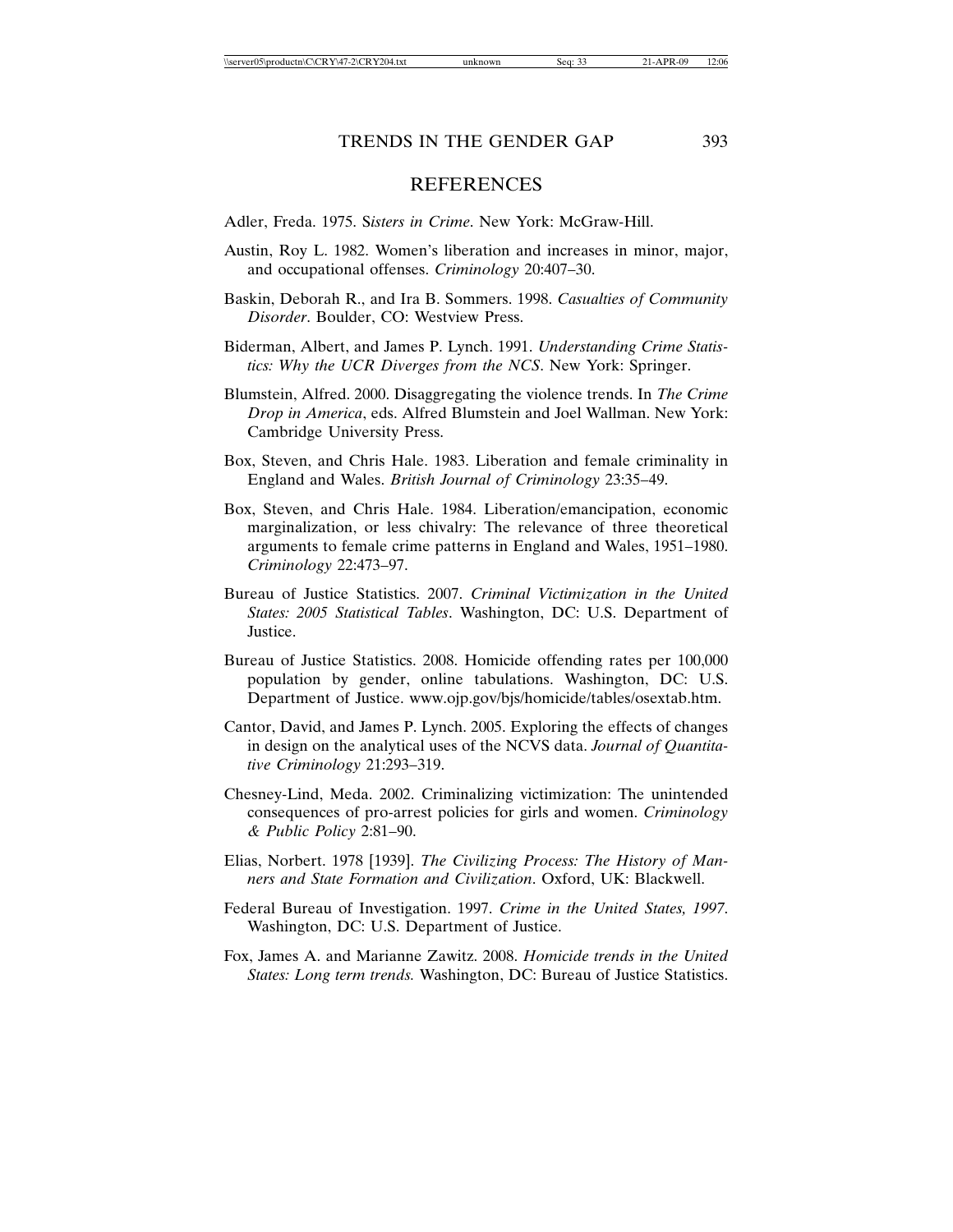## REFERENCES

Adler, Freda. 1975. S*isters in Crime*. New York: McGraw-Hill.

Austin, Roy L. 1982. Women's liberation and increases in minor, major, and occupational offenses. *Criminology* 20:407–30.

Baskin, Deborah R., and Ira B. Sommers. 1998. *Casualties of Community Disorder*. Boulder, CO: Westview Press.

Biderman, Albert, and James P. Lynch. 1991. *Understanding Crime Statistics: Why the UCR Diverges from the NCS*. New York: Springer.

Blumstein, Alfred. 2000. Disaggregating the violence trends. In *The Crime Drop in America*, eds. Alfred Blumstein and Joel Wallman. New York: Cambridge University Press.

Box, Steven, and Chris Hale. 1983. Liberation and female criminality in England and Wales. *British Journal of Criminology* 23:35–49.

Box, Steven, and Chris Hale. 1984. Liberation/emancipation, economic marginalization, or less chivalry: The relevance of three theoretical arguments to female crime patterns in England and Wales, 1951–1980. *Criminology* 22:473–97.

Bureau of Justice Statistics. 2007. *Criminal Victimization in the United States: 2005 Statistical Tables*. Washington, DC: U.S. Department of Justice.

Bureau of Justice Statistics. 2008. Homicide offending rates per 100,000 population by gender, online tabulations. Washington, DC: U.S. Department of Justice. www.ojp.gov/bjs/homicide/tables/osextab.htm.

Cantor, David, and James P. Lynch. 2005. Exploring the effects of changes in design on the analytical uses of the NCVS data. *Journal of Quantitative Criminology* 21:293–319.

Chesney-Lind, Meda. 2002. Criminalizing victimization: The unintended consequences of pro-arrest policies for girls and women. *Criminology & Public Policy* 2:81–90.

Elias, Norbert. 1978 [1939]. *The Civilizing Process: The History of Manners and State Formation and Civilization*. Oxford, UK: Blackwell.

Federal Bureau of Investigation. 1997. *Crime in the United States, 1997*. Washington, DC: U.S. Department of Justice.

Fox, James A. and Marianne Zawitz. 2008. *Homicide trends in the United States: Long term trends.* Washington, DC: Bureau of Justice Statistics.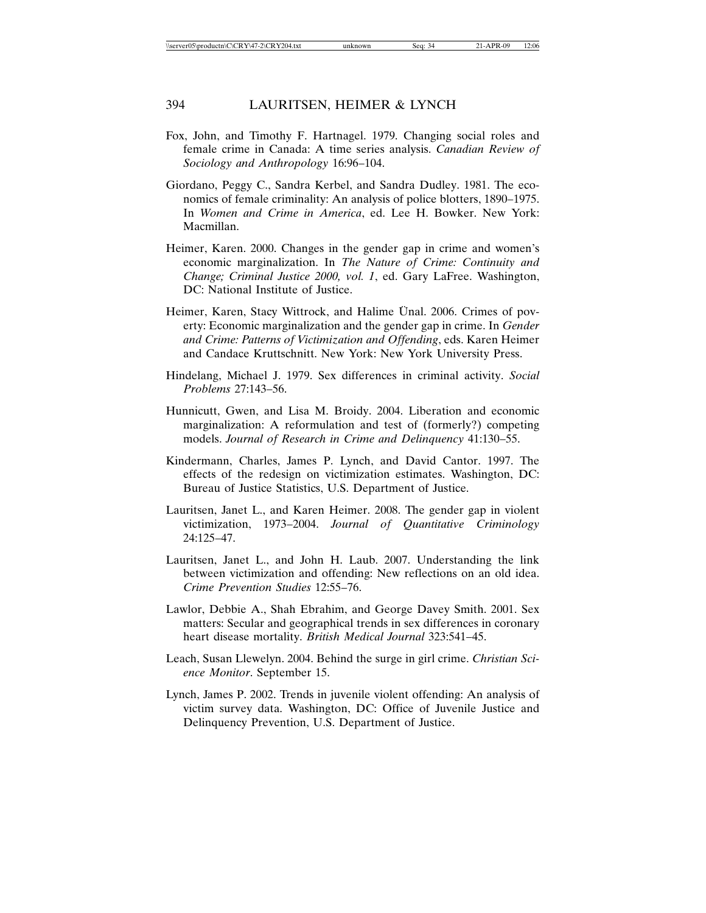Fox, John, and Timothy F. Hartnagel. 1979. Changing social roles and female crime in Canada: A time series analysis. *Canadian Review of Sociology and Anthropology* 16:96–104.

Giordano, Peggy C., Sandra Kerbel, and Sandra Dudley. 1981. The economics of female criminality: An analysis of police blotters, 1890–1975. In *Women and Crime in America*, ed. Lee H. Bowker. New York: Macmillan.

Heimer, Karen. 2000. Changes in the gender gap in crime and women's economic marginalization. In *The Nature of Crime: Continuity and Change; Criminal Justice 2000, vol. 1*, ed. Gary LaFree. Washington, DC: National Institute of Justice.

Heimer, Karen, Stacy Wittrock, and Halime Ünal. 2006. Crimes of poverty: Economic marginalization and the gender gap in crime. In *Gender and Crime: Patterns of Victimization and Offending*, eds. Karen Heimer and Candace Kruttschnitt. New York: New York University Press.

Hindelang, Michael J. 1979. Sex differences in criminal activity. *Social Problems* 27:143–56.

Hunnicutt, Gwen, and Lisa M. Broidy. 2004. Liberation and economic marginalization: A reformulation and test of (formerly?) competing models. *Journal of Research in Crime and Delinquency* 41:130–55.

Kindermann, Charles, James P. Lynch, and David Cantor. 1997. The effects of the redesign on victimization estimates. Washington, DC: Bureau of Justice Statistics, U.S. Department of Justice.

Lauritsen, Janet L., and Karen Heimer. 2008. The gender gap in violent victimization, 1973–2004. *Journal of Quantitative Criminology* 24:125–47.

Lauritsen, Janet L., and John H. Laub. 2007. Understanding the link between victimization and offending: New reflections on an old idea. *Crime Prevention Studies* 12:55–76.

Lawlor, Debbie A., Shah Ebrahim, and George Davey Smith. 2001. Sex matters: Secular and geographical trends in sex differences in coronary heart disease mortality. *British Medical Journal* 323:541–45.

Leach, Susan Llewelyn. 2004. Behind the surge in girl crime. *Christian Science Monitor*. September 15.

Lynch, James P. 2002. Trends in juvenile violent offending: An analysis of victim survey data. Washington, DC: Office of Juvenile Justice and Delinquency Prevention, U.S. Department of Justice.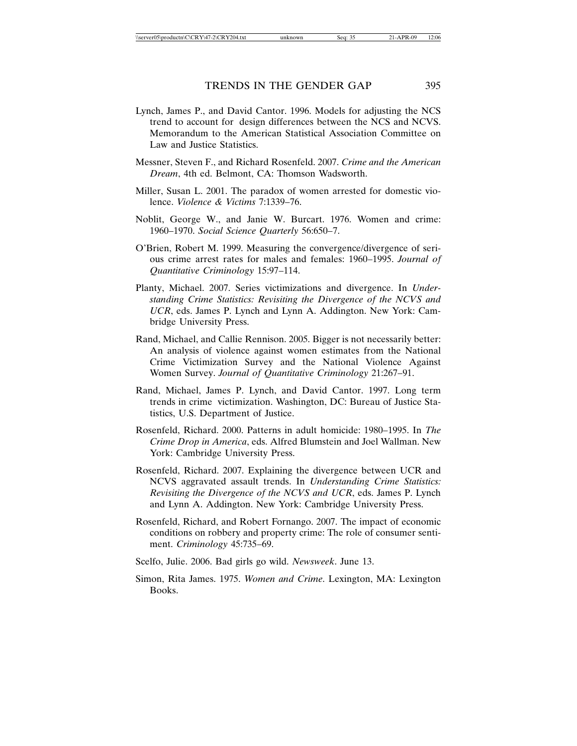Lynch, James P., and David Cantor. 1996. Models for adjusting the NCS trend to account for design differences between the NCS and NCVS. Memorandum to the American Statistical Association Committee on Law and Justice Statistics.

Messner, Steven F., and Richard Rosenfeld. 2007. *Crime and the American Dream*, 4th ed. Belmont, CA: Thomson Wadsworth.

Miller, Susan L. 2001. The paradox of women arrested for domestic violence. *Violence & Victims* 7:1339–76.

Noblit, George W., and Janie W. Burcart. 1976. Women and crime: 1960–1970. *Social Science Quarterly* 56:650–7.

O'Brien, Robert M. 1999. Measuring the convergence/divergence of serious crime arrest rates for males and females: 1960–1995. *Journal of Quantitative Criminology* 15:97–114.

Planty, Michael. 2007. Series victimizations and divergence. In *Understanding Crime Statistics: Revisiting the Divergence of the NCVS and UCR*, eds. James P. Lynch and Lynn A. Addington. New York: Cambridge University Press.

Rand, Michael, and Callie Rennison. 2005. Bigger is not necessarily better: An analysis of violence against women estimates from the National Crime Victimization Survey and the National Violence Against Women Survey. *Journal of Quantitative Criminology* 21:267–91.

Rand, Michael, James P. Lynch, and David Cantor. 1997. Long term trends in crime victimization. Washington, DC: Bureau of Justice Statistics, U.S. Department of Justice.

Rosenfeld, Richard. 2000. Patterns in adult homicide: 1980–1995. In *The Crime Drop in America*, eds. Alfred Blumstein and Joel Wallman. New York: Cambridge University Press.

Rosenfeld, Richard. 2007. Explaining the divergence between UCR and NCVS aggravated assault trends. In *Understanding Crime Statistics: Revisiting the Divergence of the NCVS and UCR*, eds. James P. Lynch and Lynn A. Addington. New York: Cambridge University Press.

Rosenfeld, Richard, and Robert Fornango. 2007. The impact of economic conditions on robbery and property crime: The role of consumer sentiment. *Criminology* 45:735–69.

Scelfo, Julie. 2006. Bad girls go wild. *Newsweek*. June 13.

Simon, Rita James. 1975. *Women and Crime*. Lexington, MA: Lexington Books.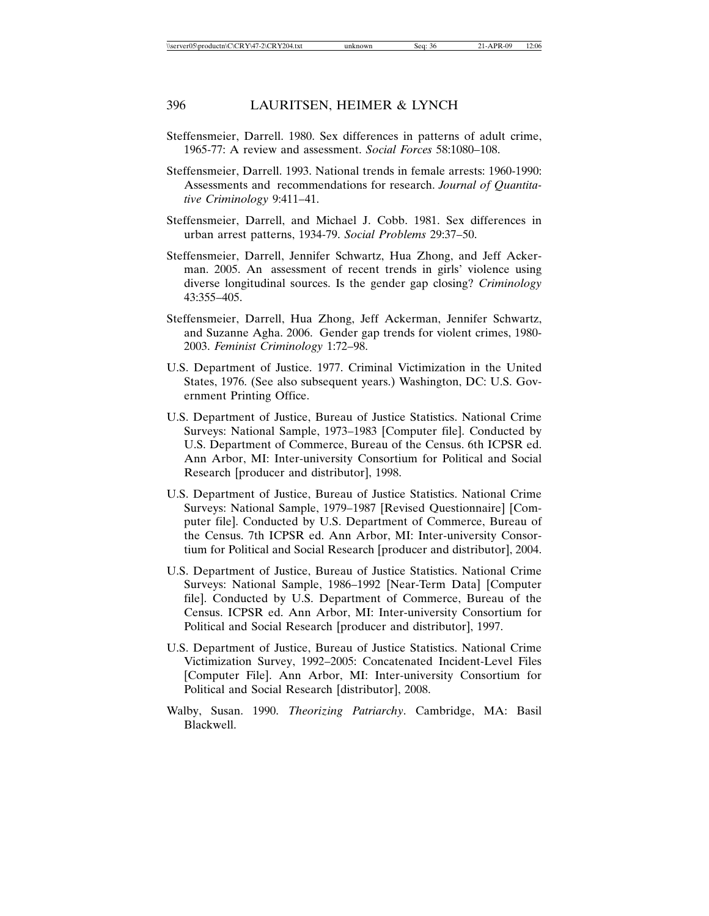Steffensmeier, Darrell. 1980. Sex differences in patterns of adult crime, 1965-77: A review and assessment. *Social Forces* 58:1080–108.

Steffensmeier, Darrell. 1993. National trends in female arrests: 1960-1990: Assessments and recommendations for research. *Journal of Quantitative Criminology* 9:411–41.

Steffensmeier, Darrell, and Michael J. Cobb. 1981. Sex differences in urban arrest patterns, 1934-79. *Social Problems* 29:37–50.

Steffensmeier, Darrell, Jennifer Schwartz, Hua Zhong, and Jeff Ackerman. 2005. An assessment of recent trends in girls' violence using diverse longitudinal sources. Is the gender gap closing? *Criminology* 43:355–405.

Steffensmeier, Darrell, Hua Zhong, Jeff Ackerman, Jennifer Schwartz, and Suzanne Agha. 2006. Gender gap trends for violent crimes, 1980-2003. *Feminist Criminology* 1:72–98.

U.S. Department of Justice. 1977. Criminal Victimization in the United States, 1976. (See also subsequent years.) Washington, DC: U.S. Government Printing Office.

U.S. Department of Justice, Bureau of Justice Statistics. National Crime Surveys: National Sample, 1973–1983 [Computer file]. Conducted by U.S. Department of Commerce, Bureau of the Census. 6th ICPSR ed. Ann Arbor, MI: Inter-university Consortium for Political and Social Research [producer and distributor], 1998.

U.S. Department of Justice, Bureau of Justice Statistics. National Crime Surveys: National Sample, 1979–1987 [Revised Questionnaire] [Computer file]. Conducted by U.S. Department of Commerce, Bureau of the Census. 7th ICPSR ed. Ann Arbor, MI: Inter-university Consortium for Political and Social Research [producer and distributor], 2004.

U.S. Department of Justice, Bureau of Justice Statistics. National Crime Surveys: National Sample, 1986–1992 [Near-Term Data] [Computer file]. Conducted by U.S. Department of Commerce, Bureau of the Census. ICPSR ed. Ann Arbor, MI: Inter-university Consortium for Political and Social Research [producer and distributor], 1997.

U.S. Department of Justice, Bureau of Justice Statistics. National Crime Victimization Survey, 1992–2005: Concatenated Incident-Level Files [Computer File]. Ann Arbor, MI: Inter-university Consortium for Political and Social Research [distributor], 2008.

Walby, Susan. 1990. *Theorizing Patriarchy*. Cambridge, MA: Basil Blackwell.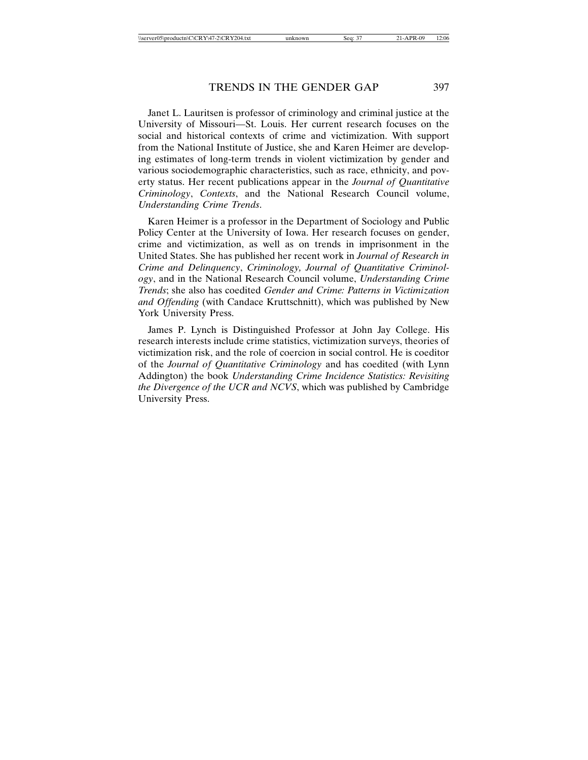Janet L. Lauritsen is professor of criminology and criminal justice at the University of Missouri—St. Louis. Her current research focuses on the social and historical contexts of crime and victimization. With support from the National Institute of Justice, she and Karen Heimer are developing estimates of long-term trends in violent victimization by gender and various sociodemographic characteristics, such as race, ethnicity, and poverty status. Her recent publications appear in the *Journal of Quantitative Criminology*, *Contexts*, and the National Research Council volume, *Understanding Crime Trends*.

Karen Heimer is a professor in the Department of Sociology and Public Policy Center at the University of Iowa. Her research focuses on gender, crime and victimization, as well as on trends in imprisonment in the United States. She has published her recent work in *Journal of Research in Crime and Delinquency*, *Criminology, Journal of Quantitative Criminology*, and in the National Research Council volume, *Understanding Crime Trends*; she also has coedited *Gender and Crime: Patterns in Victimization and Offending* (with Candace Kruttschnitt), which was published by New York University Press.

James P. Lynch is Distinguished Professor at John Jay College. His research interests include crime statistics, victimization surveys, theories of victimization risk, and the role of coercion in social control. He is coeditor of the *Journal of Quantitative Criminology* and has coedited (with Lynn Addington) the book *Understanding Crime Incidence Statistics: Revisiting the Divergence of the UCR and NCVS*, which was published by Cambridge University Press.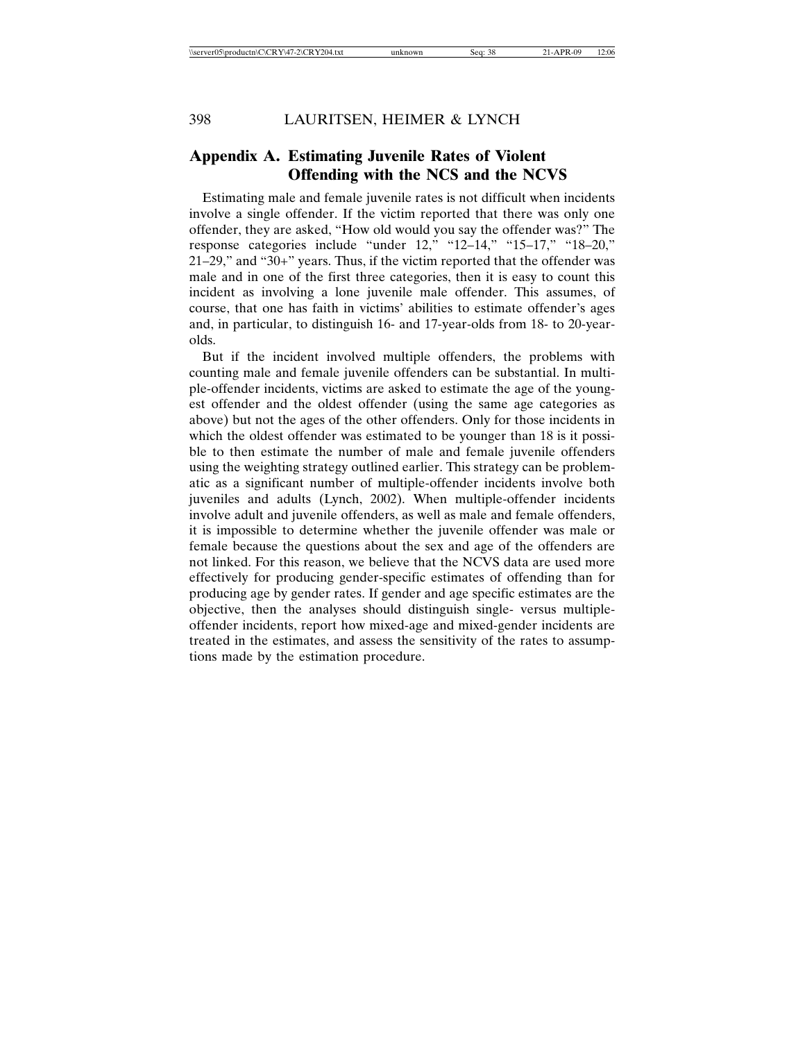## Appendix A. Estimating Juvenile Rates of Violent Offending with the NCS and the NCVS

Estimating male and female juvenile rates is not difficult when incidents involve a single offender. If the victim reported that there was only one offender, they are asked, "How old would you say the offender was?" The response categories include "under 12," "12–14," "15–17," "18–20," 21–29," and "30+" years. Thus, if the victim reported that the offender was male and in one of the first three categories, then it is easy to count this incident as involving a lone juvenile male offender. This assumes, of course, that one has faith in victims' abilities to estimate offender's ages and, in particular, to distinguish 16- and 17-year-olds from 18- to 20-year-olds.

But if the incident involved multiple offenders, the problems with counting male and female juvenile offenders can be substantial. In multiple-offender incidents, victims are asked to estimate the age of the youngest offender and the oldest offender (using the same age categories as above) but not the ages of the other offenders. Only for those incidents in which the oldest offender was estimated to be younger than 18 is it possible to then estimate the number of male and female juvenile offenders using the weighting strategy outlined earlier. This strategy can be problematic as a significant number of multiple-offender incidents involve both juveniles and adults (Lynch, 2002). When multiple-offender incidents involve adult and juvenile offenders, as well as male and female offenders, it is impossible to determine whether the juvenile offender was male or female because the questions about the sex and age of the offenders are not linked. For this reason, we believe that the NCVS data are used more effectively for producing gender-specific estimates of offending than for producing age by gender rates. If gender and age specific estimates are the objective, then the analyses should distinguish single- versus multiple-offender incidents, report how mixed-age and mixed-gender incidents are treated in the estimates, and assess the sensitivity of the rates to assumptions made by the estimation procedure.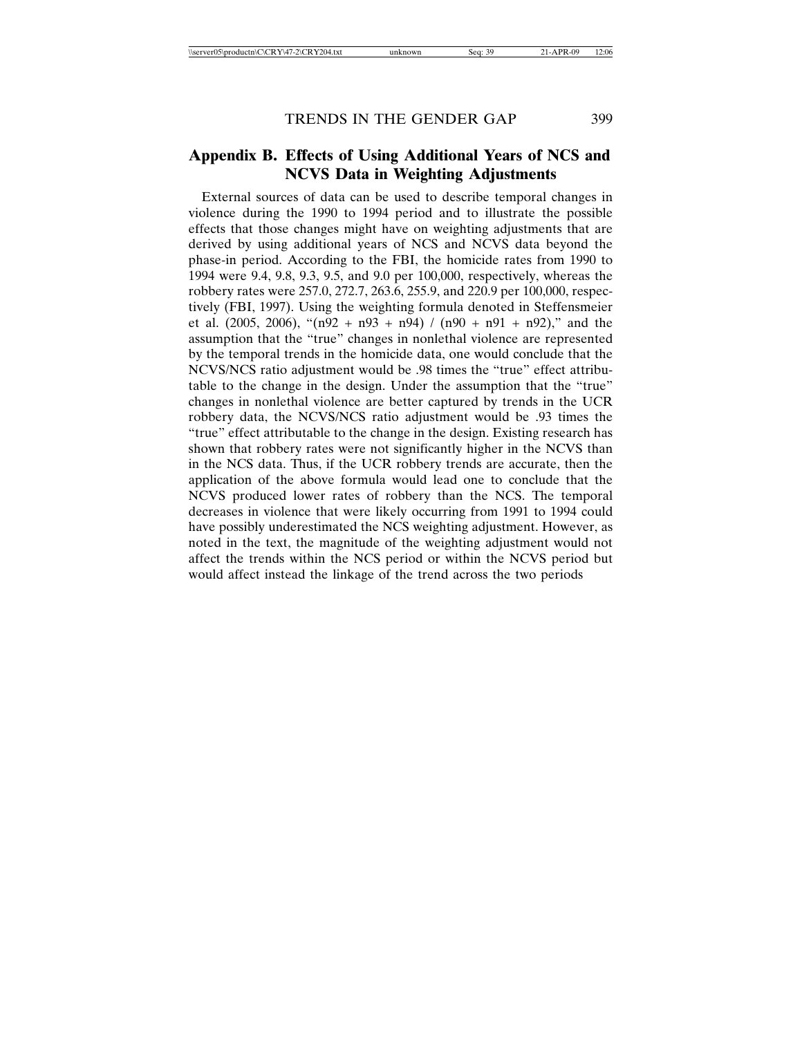## Appendix B. Effects of Using Additional Years of NCS and NCVS Data in Weighting Adjustments

External sources of data can be used to describe temporal changes in violence during the 1990 to 1994 period and to illustrate the possible effects that those changes might have on weighting adjustments that are derived by using additional years of NCS and NCVS data beyond the phase-in period. According to the FBI, the homicide rates from 1990 to 1994 were 9.4, 9.8, 9.3, 9.5, and 9.0 per 100,000, respectively, whereas the robbery rates were 257.0, 272.7, 263.6, 255.9, and 220.9 per 100,000, respectively (FBI, 1997). Using the weighting formula denoted in Steffensmeier et al. (2005, 2006), "(n92 + n93 + n94) / (n90 + n91 + n92)," and the assumption that the "true" changes in nonlethal violence are represented by the temporal trends in the homicide data, one would conclude that the NCVS/NCS ratio adjustment would be .98 times the "true" effect attributable to the change in the design. Under the assumption that the "true" changes in nonlethal violence are better captured by trends in the UCR robbery data, the NCVS/NCS ratio adjustment would be .93 times the "true" effect attributable to the change in the design. Existing research has shown that robbery rates were not significantly higher in the NCVS than in the NCS data. Thus, if the UCR robbery trends are accurate, then the application of the above formula would lead one to conclude that the NCVS produced lower rates of robbery than the NCS. The temporal decreases in violence that were likely occurring from 1991 to 1994 could have possibly underestimated the NCS weighting adjustment. However, as noted in the text, the magnitude of the weighting adjustment would not affect the trends within the NCS period or within the NCVS period but would affect instead the linkage of the trend across the two periods